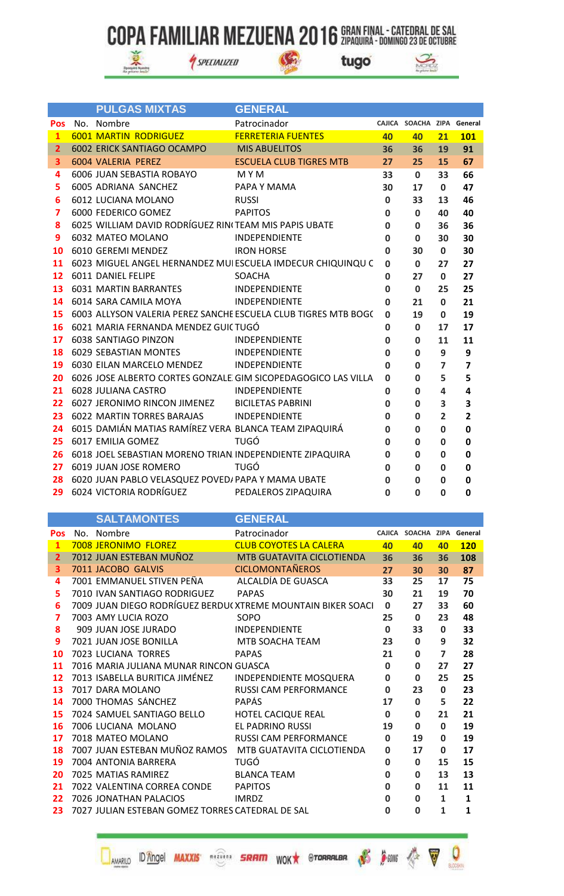# COPA FAMILIAR MEZUENA 2016 GRAN FINAL - CATEDRAL DE SAL ZIPAQUIRÁ - DOMINGO 23 DE OCTUBRE

## PULGAS MIXTAS — GENERAL

| Pos | No. | Nombre | Patrocinador | CAJICA | SOACHA | ZIPA | General |
|---|---|---|---|---|---|---|---|
| 1 | 6001 | MARTIN RODRIGUEZ | FERRETERIA FUENTES | 40 | 40 | 21 | 101 |
| 2 | 6002 | ERICK SANTIAGO OCAMPO | MIS ABUELITOS | 36 | 36 | 19 | 91 |
| 3 | 6004 | VALERIA PEREZ | ESCUELA CLUB TIGRES MTB | 27 | 25 | 15 | 67 |
| 4 | 6006 | JUAN SEBASTIA ROBAYO | M Y M | 33 | 0 | 33 | 66 |
| 5 | 6005 | ADRIANA SANCHEZ | PAPA Y MAMA | 30 | 17 | 0 | 47 |
| 6 | 6012 | LUCIANA MOLANO | RUSSI | 0 | 33 | 13 | 46 |
| 7 | 6000 | FEDERICO GOMEZ | PAPITOS | 0 | 0 | 40 | 40 |
| 8 | 6025 | WILLIAM DAVID RODRÍGUEZ RIN( | TEAM MIS PAPIS UBATE | 0 | 0 | 36 | 36 |
| 9 | 6032 | MATEO MOLANO | INDEPENDIENTE | 0 | 0 | 30 | 30 |
| 10 | 6010 | GEREMI MENDEZ | IRON HORSE | 0 | 30 | 0 | 30 |
| 11 | 6023 | MIGUEL ANGEL HERNANDEZ MUI | ESCUELA IMDECUR CHIQUINQU C | 0 | 0 | 27 | 27 |
| 12 | 6011 | DANIEL FELIPE | SOACHA | 0 | 27 | 0 | 27 |
| 13 | 6031 | MARTIN BARRANTES | INDEPENDIENTE | 0 | 0 | 25 | 25 |
| 14 | 6014 | SARA CAMILA MOYA | INDEPENDIENTE | 0 | 21 | 0 | 21 |
| 15 | 6003 | ALLYSON VALERIA PEREZ SANCHE | ESCUELA CLUB TIGRES MTB BOG( | 0 | 19 | 0 | 19 |
| 16 | 6021 | MARIA FERNANDA MENDEZ GUI( | TUGÓ | 0 | 0 | 17 | 17 |
| 17 | 6038 | SANTIAGO PINZON | INDEPENDIENTE | 0 | 0 | 11 | 11 |
| 18 | 6029 | SEBASTIAN MONTES | INDEPENDIENTE | 0 | 0 | 9 | 9 |
| 19 | 6030 | EILAN MARCELO MENDEZ | INDEPENDIENTE | 0 | 0 | 7 | 7 |
| 20 | 6026 | JOSE ALBERTO CORTES GONZALE | GIM SICOPEDAGOGICO LAS VILLA | 0 | 0 | 5 | 5 |
| 21 | 6028 | JULIANA CASTRO | INDEPENDIENTE | 0 | 0 | 4 | 4 |
| 22 | 6027 | JERONIMO RINCON JIMENEZ | BICILETAS PABRINI | 0 | 0 | 3 | 3 |
| 23 | 6022 | MARTIN TORRES BARAJAS | INDEPENDIENTE | 0 | 0 | 2 | 2 |
| 24 | 6015 | DAMIÁN MATIAS RAMÍREZ VERA | BLANCA TEAM ZIPAQUIRÁ | 0 | 0 | 0 | 0 |
| 25 | 6017 | EMILIA GOMEZ | TUGÓ | 0 | 0 | 0 | 0 |
| 26 | 6018 | JOEL SEBASTIAN MORENO TRIAN | INDEPENDIENTE ZIPAQUIRA | 0 | 0 | 0 | 0 |
| 27 | 6019 | JUAN JOSE ROMERO | TUGÓ | 0 | 0 | 0 | 0 |
| 28 | 6020 | JUAN PABLO VELASQUEZ POVED/ | PAPA Y MAMA UBATE | 0 | 0 | 0 | 0 |
| 29 | 6024 | VICTORIA RODRÍGUEZ | PEDALEROS ZIPAQUIRA | 0 | 0 | 0 | 0 |

## SALTAMONTES — GENERAL

| Pos | No. | Nombre | Patrocinador | CAJICA | SOACHA | ZIPA | General |
|---|---|---|---|---|---|---|---|
| 1 | 7008 | JERONIMO FLOREZ | CLUB COYOTES LA CALERA | 40 | 40 | 40 | 120 |
| 2 | 7012 | JUAN ESTEBAN MUÑOZ | MTB GUATAVITA CICLOTIENDA | 36 | 36 | 36 | 108 |
| 3 | 7011 | JACOBO GALVIS | CICLOMONTAÑEROS | 27 | 30 | 30 | 87 |
| 4 | 7001 | EMMANUEL STIVEN PEÑA | ALCALDÍA DE GUASCA | 33 | 25 | 17 | 75 |
| 5 | 7010 | IVAN SANTIAGO RODRIGUEZ | PAPAS | 30 | 21 | 19 | 70 |
| 6 | 7009 | JUAN DIEGO RODRÍGUEZ BERDU( | XTREME MOUNTAIN BIKER SOACI | 0 | 27 | 33 | 60 |
| 7 | 7003 | AMY LUCIA ROZO | SOPO | 25 | 0 | 23 | 48 |
| 8 | 909 | JUAN JOSE JURADO | INDEPENDIENTE | 0 | 33 | 0 | 33 |
| 9 | 7021 | JUAN JOSE BONILLA | MTB SOACHA TEAM | 23 | 0 | 9 | 32 |
| 10 | 7023 | LUCIANA TORRES | PAPAS | 21 | 0 | 7 | 28 |
| 11 | 7016 | MARIA JULIANA MUNAR RINCON | GUASCA | 0 | 0 | 27 | 27 |
| 12 | 7013 | ISABELLA BURITICA JIMÉNEZ | INDEPENDIENTE MOSQUERA | 0 | 0 | 25 | 25 |
| 13 | 7017 | DARA MOLANO | RUSSI CAM PERFORMANCE | 0 | 23 | 0 | 23 |
| 14 | 7000 | THOMAS SÁNCHEZ | PAPÁS | 17 | 0 | 5 | 22 |
| 15 | 7024 | SAMUEL SANTIAGO BELLO | HOTEL CACIQUE REAL | 0 | 0 | 21 | 21 |
| 16 | 7006 | LUCIANA MOLANO | EL PADRINO RUSSI | 19 | 0 | 0 | 19 |
| 17 | 7018 | MATEO MOLANO | RUSSI CAM PERFORMANCE | 0 | 19 | 0 | 19 |
| 18 | 7007 | JUAN ESTEBAN MUÑOZ RAMOS | MTB GUATAVITA CICLOTIENDA | 0 | 17 | 0 | 17 |
| 19 | 7004 | ANTONIA BARRERA | TUGÓ | 0 | 0 | 15 | 15 |
| 20 | 7025 | MATIAS RAMIREZ | BLANCA TEAM | 0 | 0 | 13 | 13 |
| 21 | 7022 | VALENTINA CORREA CONDE | PAPITOS | 0 | 0 | 11 | 11 |
| 22 | 7026 | JONATHAN PALACIOS | IMRDZ | 0 | 0 | 1 | 1 |
| 23 | 7027 | JULIAN ESTEBAN GOMEZ TORRES | CATEDRAL DE SAL | 0 | 0 | 1 | 1 |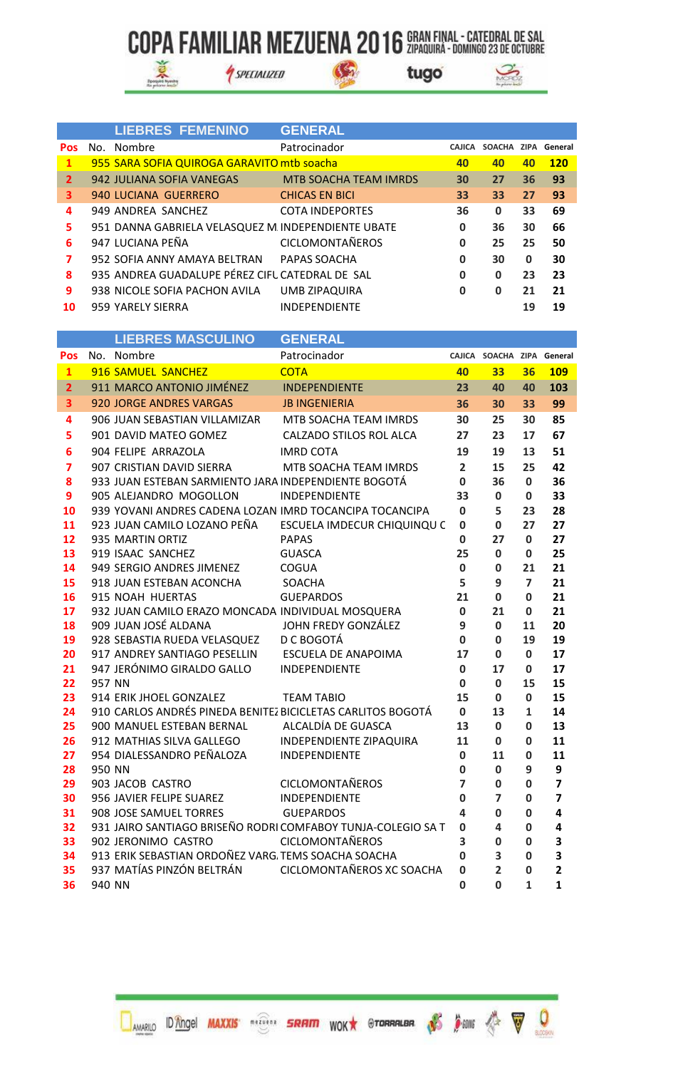# COPA FAMILIAR MEZUENA 2016 GRAN FINAL - CATEDRAL DE SAL

ZIPAQUIRÁ - DOMINGO 23 DE OCTUBRE

## LIEBRES FEMENINO — GENERAL

| Pos | No. | Nombre | Patrocinador | CAJICA | SOACHA | ZIPA | General |
|---|---|---|---|---|---|---|---|
| 1 | 955 | SARA SOFIA QUIROGA GARAVITO | mtb soacha | 40 | 40 | 40 | 120 |
| 2 | 942 | JULIANA SOFIA VANEGAS | MTB SOACHA TEAM IMRDS | 30 | 27 | 36 | 93 |
| 3 | 940 | LUCIANA GUERRERO | CHICAS EN BICI | 33 | 33 | 27 | 93 |
| 4 | 949 | ANDREA SANCHEZ | COTA INDEPORTES | 36 | 0 | 33 | 69 |
| 5 | 951 | DANNA GABRIELA VELASQUEZ M | INDEPENDIENTE UBATE | 0 | 36 | 30 | 66 |
| 6 | 947 | LUCIANA PEÑA | CICLOMONTAÑEROS | 0 | 25 | 25 | 50 |
| 7 | 952 | SOFIA ANNY AMAYA BELTRAN | PAPAS SOACHA | 0 | 30 | 0 | 30 |
| 8 | 935 | ANDREA GUADALUPE PÉREZ CIFU | CATEDRAL DE SAL | 0 | 0 | 23 | 23 |
| 9 | 938 | NICOLE SOFIA PACHON AVILA | UMB ZIPAQUIRA | 0 | 0 | 21 | 21 |
| 10 | 959 | YARELY SIERRA | INDEPENDIENTE | | | 19 | 19 |

## LIEBRES MASCULINO — GENERAL

| Pos | No. | Nombre | Patrocinador | CAJICA | SOACHA | ZIPA | General |
|---|---|---|---|---|---|---|---|
| 1 | 916 | SAMUEL SANCHEZ | COTA | 40 | 33 | 36 | 109 |
| 2 | 911 | MARCO ANTONIO JIMÉNEZ | INDEPENDIENTE | 23 | 40 | 40 | 103 |
| 3 | 920 | JORGE ANDRES VARGAS | JB INGENIERIA | 36 | 30 | 33 | 99 |
| 4 | 906 | JUAN SEBASTIAN VILLAMIZAR | MTB SOACHA TEAM IMRDS | 30 | 25 | 30 | 85 |
| 5 | 901 | DAVID MATEO GOMEZ | CALZADO STILOS ROL ALCA | 27 | 23 | 17 | 67 |
| 6 | 904 | FELIPE ARRAZOLA | IMRD COTA | 19 | 19 | 13 | 51 |
| 7 | 907 | CRISTIAN DAVID SIERRA | MTB SOACHA TEAM IMRDS | 2 | 15 | 25 | 42 |
| 8 | 933 | JUAN ESTEBAN SARMIENTO JARA | INDEPENDIENTE BOGOTÁ | 0 | 36 | 0 | 36 |
| 9 | 905 | ALEJANDRO MOGOLLON | INDEPENDIENTE | 33 | 0 | 0 | 33 |
| 10 | 939 | YOVANI ANDRES CADENA LOZAN | IMRD TOCANCIPA TOCANCIPA | 0 | 5 | 23 | 28 |
| 11 | 923 | JUAN CAMILO LOZANO PEÑA | ESCUELA IMDECUR CHIQUINQU C | 0 | 0 | 27 | 27 |
| 12 | 935 | MARTIN ORTIZ | PAPAS | 0 | 27 | 0 | 27 |
| 13 | 919 | ISAAC SANCHEZ | GUASCA | 25 | 0 | 0 | 25 |
| 14 | 949 | SERGIO ANDRES JIMENEZ | COGUA | 0 | 0 | 21 | 21 |
| 15 | 918 | JUAN ESTEBAN ACONCHA | SOACHA | 5 | 9 | 7 | 21 |
| 16 | 915 | NOAH HUERTAS | GUEPARDOS | 21 | 0 | 0 | 21 |
| 17 | 932 | JUAN CAMILO ERAZO MONCADA | INDIVIDUAL MOSQUERA | 0 | 21 | 0 | 21 |
| 18 | 909 | JUAN JOSÉ ALDANA | JOHN FREDY GONZÁLEZ | 9 | 0 | 11 | 20 |
| 19 | 928 | SEBASTIA RUEDA VELASQUEZ | D C BOGOTÁ | 0 | 0 | 19 | 19 |
| 20 | 917 | ANDREY SANTIAGO PESELLIN | ESCUELA DE ANAPOIMA | 17 | 0 | 0 | 17 |
| 21 | 947 | JERÓNIMO GIRALDO GALLO | INDEPENDIENTE | 0 | 17 | 0 | 17 |
| 22 | 957 | NN | | 0 | 0 | 15 | 15 |
| 23 | 914 | ERIK JHOEL GONZALEZ | TEAM TABIO | 15 | 0 | 0 | 15 |
| 24 | 910 | CARLOS ANDRÉS PINEDA BENITEZ | BICICLETAS CARLITOS BOGOTÁ | 0 | 13 | 1 | 14 |
| 25 | 900 | MANUEL ESTEBAN BERNAL | ALCALDÍA DE GUASCA | 13 | 0 | 0 | 13 |
| 26 | 912 | MATHIAS SILVA GALLEGO | INDEPENDIENTE ZIPAQUIRA | 11 | 0 | 0 | 11 |
| 27 | 954 | DIALESSANDRO PEÑALOZA | INDEPENDIENTE | 0 | 11 | 0 | 11 |
| 28 | 950 | NN | | 0 | 0 | 9 | 9 |
| 29 | 903 | JACOB CASTRO | CICLOMONTAÑEROS | 7 | 0 | 0 | 7 |
| 30 | 956 | JAVIER FELIPE SUAREZ | INDEPENDIENTE | 0 | 7 | 0 | 7 |
| 31 | 908 | JOSE SAMUEL TORRES | GUEPARDOS | 4 | 0 | 0 | 4 |
| 32 | 931 | JAIRO SANTIAGO BRISEÑO RODRI | COMFABOY TUNJA-COLEGIO SA T | 0 | 4 | 0 | 4 |
| 33 | 902 | JERONIMO CASTRO | CICLOMONTAÑEROS | 3 | 0 | 0 | 3 |
| 34 | 913 | ERIK SEBASTIAN ORDOÑEZ VARG. | TEMS SOACHA SOACHA | 0 | 3 | 0 | 3 |
| 35 | 937 | MATÍAS PINZÓN BELTRÁN | CICLOMONTAÑEROS XC SOACHA | 0 | 2 | 0 | 2 |
| 36 | 940 | NN | | 0 | 0 | 1 | 1 |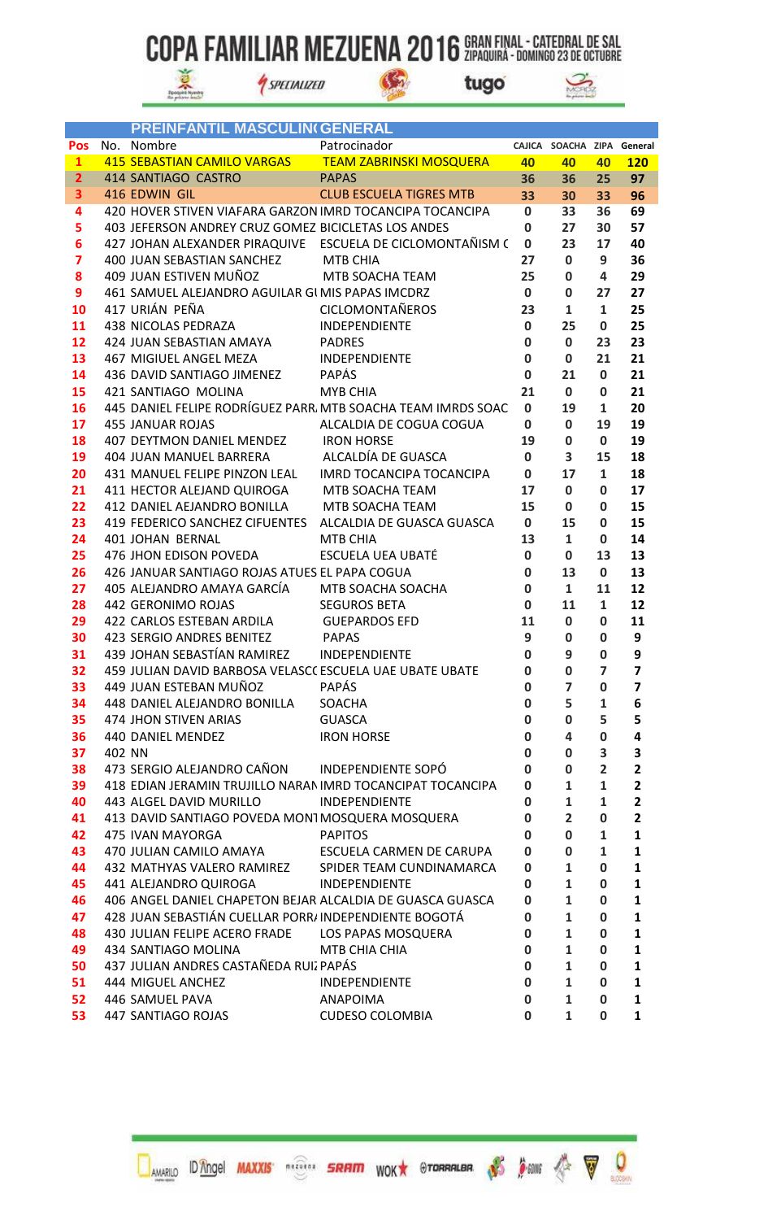# COPA FAMILIAR MEZUENA 2016

GRAN FINAL - CATEDRAL DE SAL ZIPAQUIRÁ - DOMINGO 23 DE OCTUBRE

## PREINFANTIL MASCULINO GENERAL

| Pos | No. | Nombre | Patrocinador | CAJICA | SOACHA | ZIPA | General |
|---|---|---|---|---|---|---|---|
| 1 | 415 | SEBASTIAN CAMILO VARGAS | TEAM ZABRINSKI MOSQUERA | 40 | 40 | 40 | 120 |
| 2 | 414 | SANTIAGO CASTRO | PAPAS | 36 | 36 | 25 | 97 |
| 3 | 416 | EDWIN GIL | CLUB ESCUELA TIGRES MTB | 33 | 30 | 33 | 96 |
| 4 | 420 | HOVER STIVEN VIAFARA GARZON | IMRD TOCANCIPA TOCANCIPA | 0 | 33 | 36 | 69 |
| 5 | 403 | JEFERSON ANDREY CRUZ GOMEZ | BICICLETAS LOS ANDES | 0 | 27 | 30 | 57 |
| 6 | 427 | JOHAN ALEXANDER PIRAQUIVE | ESCUELA DE CICLOMONTAÑISM ( | 0 | 23 | 17 | 40 |
| 7 | 400 | JUAN SEBASTIAN SANCHEZ | MTB CHIA | 27 | 0 | 9 | 36 |
| 8 | 409 | JUAN ESTIVEN MUÑOZ | MTB SOACHA TEAM | 25 | 0 | 4 | 29 |
| 9 | 461 | SAMUEL ALEJANDRO AGUILAR GU | MIS PAPAS IMCDRZ | 0 | 0 | 27 | 27 |
| 10 | 417 | URIÁN PEÑA | CICLOMONTAÑEROS | 23 | 1 | 1 | 25 |
| 11 | 438 | NICOLAS PEDRAZA | INDEPENDIENTE | 0 | 25 | 0 | 25 |
| 12 | 424 | JUAN SEBASTIAN AMAYA | PADRES | 0 | 0 | 23 | 23 |
| 13 | 467 | MIGIUEL ANGEL MEZA | INDEPENDIENTE | 0 | 0 | 21 | 21 |
| 14 | 436 | DAVID SANTIAGO JIMENEZ | PAPÁS | 0 | 21 | 0 | 21 |
| 15 | 421 | SANTIAGO MOLINA | MYB CHIA | 21 | 0 | 0 | 21 |
| 16 | 445 | DANIEL FELIPE RODRÍGUEZ PARR | MTB SOACHA TEAM IMRDS SOAC | 0 | 19 | 1 | 20 |
| 17 | 455 | JANUAR ROJAS | ALCALDIA DE COGUA COGUA | 0 | 0 | 19 | 19 |
| 18 | 407 | DEYTMON DANIEL MENDEZ | IRON HORSE | 19 | 0 | 0 | 19 |
| 19 | 404 | JUAN MANUEL BARRERA | ALCALDÍA DE GUASCA | 0 | 3 | 15 | 18 |
| 20 | 431 | MANUEL FELIPE PINZON LEAL | IMRD TOCANCIPA TOCANCIPA | 0 | 17 | 1 | 18 |
| 21 | 411 | HECTOR ALEJAND QUIROGA | MTB SOACHA TEAM | 17 | 0 | 0 | 17 |
| 22 | 412 | DANIEL AEJANDRO BONILLA | MTB SOACHA TEAM | 15 | 0 | 0 | 15 |
| 23 | 419 | FEDERICO SANCHEZ CIFUENTES | ALCALDIA DE GUASCA GUASCA | 0 | 15 | 0 | 15 |
| 24 | 401 | JOHAN BERNAL | MTB CHIA | 13 | 1 | 0 | 14 |
| 25 | 476 | JHON EDISON POVEDA | ESCUELA UEA UBATÉ | 0 | 0 | 13 | 13 |
| 26 | 426 | JANUAR SANTIAGO ROJAS ATUES | EL PAPA COGUA | 0 | 13 | 0 | 13 |
| 27 | 405 | ALEJANDRO AMAYA GARCÍA | MTB SOACHA SOACHA | 0 | 1 | 11 | 12 |
| 28 | 442 | GERONIMO ROJAS | SEGUROS BETA | 0 | 11 | 1 | 12 |
| 29 | 422 | CARLOS ESTEBAN ARDILA | GUEPARDOS EFD | 11 | 0 | 0 | 11 |
| 30 | 423 | SERGIO ANDRES BENITEZ | PAPAS | 9 | 0 | 0 | 9 |
| 31 | 439 | JOHAN SEBASTÍAN RAMIREZ | INDEPENDIENTE | 0 | 9 | 0 | 9 |
| 32 | 459 | JULIAN DAVID BARBOSA VELASCO | ESCUELA UAE UBATE UBATE | 0 | 0 | 7 | 7 |
| 33 | 449 | JUAN ESTEBAN MUÑOZ | PAPÁS | 0 | 7 | 0 | 7 |
| 34 | 448 | DANIEL ALEJANDRO BONILLA | SOACHA | 0 | 5 | 1 | 6 |
| 35 | 474 | JHON STIVEN ARIAS | GUASCA | 0 | 0 | 5 | 5 |
| 36 | 440 | DANIEL MENDEZ | IRON HORSE | 0 | 4 | 0 | 4 |
| 37 | 402 | NN | | 0 | 0 | 3 | 3 |
| 38 | 473 | SERGIO ALEJANDRO CAÑON | INDEPENDIENTE SOPÓ | 0 | 0 | 2 | 2 |
| 39 | 418 | EDIAN JERAMIN TRUJILLO NARAN | IMRD TOCANCIPAT TOCANCIPA | 0 | 1 | 1 | 2 |
| 40 | 443 | ALGEL DAVID MURILLO | INDEPENDIENTE | 0 | 1 | 1 | 2 |
| 41 | 413 | DAVID SANTIAGO POVEDA MONT | MOSQUERA MOSQUERA | 0 | 2 | 0 | 2 |
| 42 | 475 | IVAN MAYORGA | PAPITOS | 0 | 0 | 1 | 1 |
| 43 | 470 | JULIAN CAMILO AMAYA | ESCUELA CARMEN DE CARUPA | 0 | 0 | 1 | 1 |
| 44 | 432 | MATHYAS VALERO RAMIREZ | SPIDER TEAM CUNDINAMARCA | 0 | 1 | 0 | 1 |
| 45 | 441 | ALEJANDRO QUIROGA | INDEPENDIENTE | 0 | 1 | 0 | 1 |
| 46 | 406 | ANGEL DANIEL CHAPETON BEJAR | ALCALDIA DE GUASCA GUASCA | 0 | 1 | 0 | 1 |
| 47 | 428 | JUAN SEBASTIÁN CUELLAR PORR | INDEPENDIENTE BOGOTÁ | 0 | 1 | 0 | 1 |
| 48 | 430 | JULIAN FELIPE ACERO FRADE | LOS PAPAS MOSQUERA | 0 | 1 | 0 | 1 |
| 49 | 434 | SANTIAGO MOLINA | MTB CHIA CHIA | 0 | 1 | 0 | 1 |
| 50 | 437 | JULIAN ANDRES CASTAÑEDA RUI | PAPÁS | 0 | 1 | 0 | 1 |
| 51 | 444 | MIGUEL ANCHEZ | INDEPENDIENTE | 0 | 1 | 0 | 1 |
| 52 | 446 | SAMUEL PAVA | ANAPOIMA | 0 | 1 | 0 | 1 |
| 53 | 447 | SANTIAGO ROJAS | CUDESO COLOMBIA | 0 | 1 | 0 | 1 |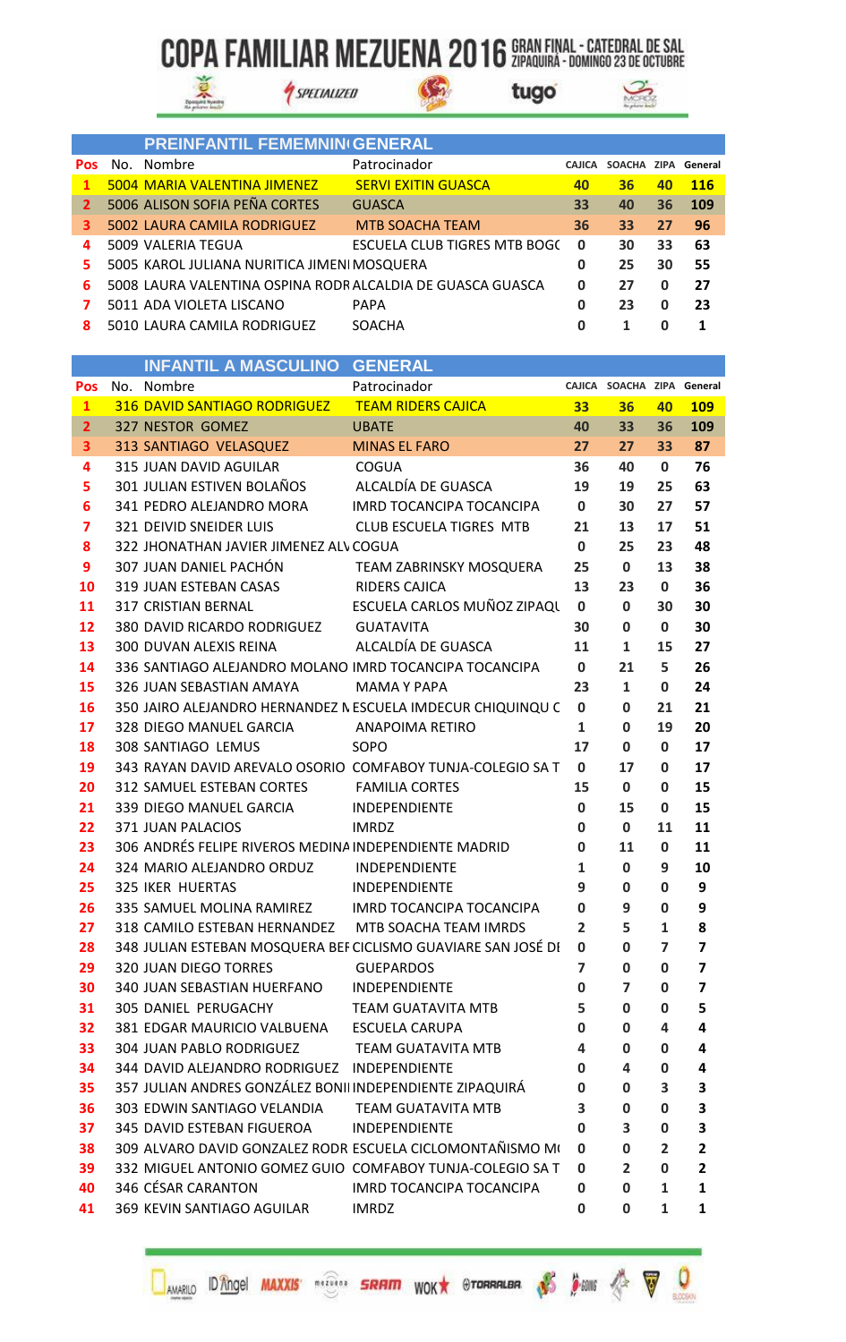# COPA FAMILIAR MEZUENA 2016 GRAN FINAL - CATEDRAL DE SAL ZIPAQUIRÁ - DOMINGO 23 DE OCTUBRE

## PREINFANTIL FEMEMNIN GENERAL

| Pos | No. | Nombre | Patrocinador | CAJICA | SOACHA | ZIPA | General |
|---|---|---|---|---|---|---|---|
| 1 | 5004 | MARIA VALENTINA JIMENEZ | SERVI EXITIN GUASCA | 40 | 36 | 40 | 116 |
| 2 | 5006 | ALISON SOFIA PEÑA CORTES | GUASCA | 33 | 40 | 36 | 109 |
| 3 | 5002 | LAURA CAMILA RODRIGUEZ | MTB SOACHA TEAM | 36 | 33 | 27 | 96 |
| 4 | 5009 | VALERIA TEGUA | ESCUELA CLUB TIGRES MTB BOGO | 0 | 30 | 33 | 63 |
| 5 | 5005 | KAROL JULIANA NURITICA JIMENI | MOSQUERA | 0 | 25 | 30 | 55 |
| 6 | 5008 | LAURA VALENTINA OSPINA RODR | ALCALDIA DE GUASCA GUASCA | 0 | 27 | 0 | 27 |
| 7 | 5011 | ADA VIOLETA LISCANO | PAPA | 0 | 23 | 0 | 23 |
| 8 | 5010 | LAURA CAMILA RODRIGUEZ | SOACHA | 0 | 1 | 0 | 1 |

## INFANTIL A MASCULINO GENERAL

| Pos | No. | Nombre | Patrocinador | CAJICA | SOACHA | ZIPA | General |
|---|---|---|---|---|---|---|---|
| 1 | 316 | DAVID SANTIAGO RODRIGUEZ | TEAM RIDERS CAJICA | 33 | 36 | 40 | 109 |
| 2 | 327 | NESTOR GOMEZ | UBATE | 40 | 33 | 36 | 109 |
| 3 | 313 | SANTIAGO VELASQUEZ | MINAS EL FARO | 27 | 27 | 33 | 87 |
| 4 | 315 | JUAN DAVID AGUILAR | COGUA | 36 | 40 | 0 | 76 |
| 5 | 301 | JULIAN ESTIVEN BOLAÑOS | ALCALDÍA DE GUASCA | 19 | 19 | 25 | 63 |
| 6 | 341 | PEDRO ALEJANDRO MORA | IMRD TOCANCIPA TOCANCIPA | 0 | 30 | 27 | 57 |
| 7 | 321 | DEIVID SNEIDER LUIS | CLUB ESCUELA TIGRES MTB | 21 | 13 | 17 | 51 |
| 8 | 322 | JHONATHAN JAVIER JIMENEZ ALV | COGUA | 0 | 25 | 23 | 48 |
| 9 | 307 | JUAN DANIEL PACHÓN | TEAM ZABRINSKY MOSQUERA | 25 | 0 | 13 | 38 |
| 10 | 319 | JUAN ESTEBAN CASAS | RIDERS CAJICA | 13 | 23 | 0 | 36 |
| 11 | 317 | CRISTIAN BERNAL | ESCUELA CARLOS MUÑOZ ZIPAQU | 0 | 0 | 30 | 30 |
| 12 | 380 | DAVID RICARDO RODRIGUEZ | GUATAVITA | 30 | 0 | 0 | 30 |
| 13 | 300 | DUVAN ALEXIS REINA | ALCALDÍA DE GUASCA | 11 | 1 | 15 | 27 |
| 14 | 336 | SANTIAGO ALEJANDRO MOLANO | IMRD TOCANCIPA TOCANCIPA | 0 | 21 | 5 | 26 |
| 15 | 326 | JUAN SEBASTIAN AMAYA | MAMA Y PAPA | 23 | 1 | 0 | 24 |
| 16 | 350 | JAIRO ALEJANDRO HERNANDEZ N | ESCUELA IMDECUR CHIQUINQU C | 0 | 0 | 21 | 21 |
| 17 | 328 | DIEGO MANUEL GARCIA | ANAPOIMA RETIRO | 1 | 0 | 19 | 20 |
| 18 | 308 | SANTIAGO LEMUS | SOPO | 17 | 0 | 0 | 17 |
| 19 | 343 | RAYAN DAVID AREVALO OSORIO | COMFABOY TUNJA-COLEGIO SA T | 0 | 17 | 0 | 17 |
| 20 | 312 | SAMUEL ESTEBAN CORTES | FAMILIA CORTES | 15 | 0 | 0 | 15 |
| 21 | 339 | DIEGO MANUEL GARCIA | INDEPENDIENTE | 0 | 15 | 0 | 15 |
| 22 | 371 | JUAN PALACIOS | IMRDZ | 0 | 0 | 11 | 11 |
| 23 | 306 | ANDRÉS FELIPE RIVEROS MEDINA | INDEPENDIENTE MADRID | 0 | 11 | 0 | 11 |
| 24 | 324 | MARIO ALEJANDRO ORDUZ | INDEPENDIENTE | 1 | 0 | 9 | 10 |
| 25 | 325 | IKER HUERTAS | INDEPENDIENTE | 9 | 0 | 0 | 9 |
| 26 | 335 | SAMUEL MOLINA RAMIREZ | IMRD TOCANCIPA TOCANCIPA | 0 | 9 | 0 | 9 |
| 27 | 318 | CAMILO ESTEBAN HERNANDEZ | MTB SOACHA TEAM IMRDS | 2 | 5 | 1 | 8 |
| 28 | 348 | JULIAN ESTEBAN MOSQUERA BEF | CICLISMO GUAVIARE SAN JOSÉ DI | 0 | 0 | 7 | 7 |
| 29 | 320 | JUAN DIEGO TORRES | GUEPARDOS | 7 | 0 | 0 | 7 |
| 30 | 340 | JUAN SEBASTIAN HUERFANO | INDEPENDIENTE | 0 | 7 | 0 | 7 |
| 31 | 305 | DANIEL PERUGACHY | TEAM GUATAVITA MTB | 5 | 0 | 0 | 5 |
| 32 | 381 | EDGAR MAURICIO VALBUENA | ESCUELA CARUPA | 0 | 0 | 4 | 4 |
| 33 | 304 | JUAN PABLO RODRIGUEZ | TEAM GUATAVITA MTB | 4 | 0 | 0 | 4 |
| 34 | 344 | DAVID ALEJANDRO RODRIGUEZ | INDEPENDIENTE | 0 | 4 | 0 | 4 |
| 35 | 357 | JULIAN ANDRES GONZÁLEZ BONII | INDEPENDIENTE ZIPAQUIRÁ | 0 | 0 | 3 | 3 |
| 36 | 303 | EDWIN SANTIAGO VELANDIA | TEAM GUATAVITA MTB | 3 | 0 | 0 | 3 |
| 37 | 345 | DAVID ESTEBAN FIGUEROA | INDEPENDIENTE | 0 | 3 | 0 | 3 |
| 38 | 309 | ALVARO DAVID GONZALEZ RODR | ESCUELA CICLOMONTAÑISMO M | 0 | 0 | 2 | 2 |
| 39 | 332 | MIGUEL ANTONIO GOMEZ GUIO | COMFABOY TUNJA-COLEGIO SA T | 0 | 2 | 0 | 2 |
| 40 | 346 | CÉSAR CARANTON | IMRD TOCANCIPA TOCANCIPA | 0 | 0 | 1 | 1 |
| 41 | 369 | KEVIN SANTIAGO AGUILAR | IMRDZ | 0 | 0 | 1 | 1 |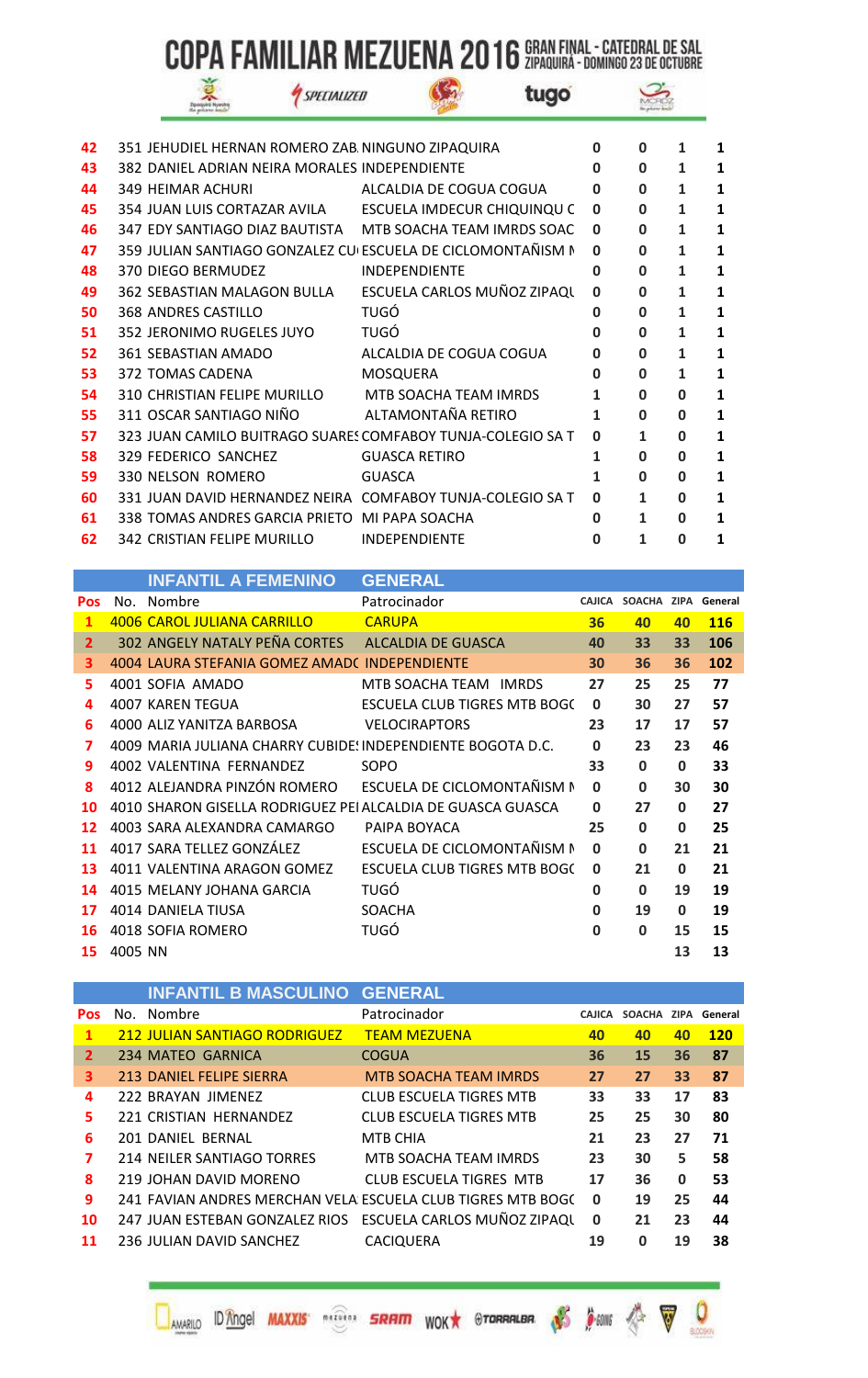# COPA FAMILIAR MEZUENA 2016 GRAN FINAL - CATEDRAL DE SAL ZIPAQUIRÁ - DOMINGO 23 DE OCTUBRE

| | | | | | | |
|---|---|---|---|---|---|---|
| 42 | 351 JEHUDIEL HERNAN ROMERO ZAB | NINGUNO ZIPAQUIRA | 0 | 0 | 1 | 1 |
| 43 | 382 DANIEL ADRIAN NEIRA MORALES | INDEPENDIENTE | 0 | 0 | 1 | 1 |
| 44 | 349 HEIMAR ACHURI | ALCALDIA DE COGUA COGUA | 0 | 0 | 1 | 1 |
| 45 | 354 JUAN LUIS CORTAZAR AVILA | ESCUELA IMDECUR CHIQUINQU C | 0 | 0 | 1 | 1 |
| 46 | 347 EDY SANTIAGO DIAZ BAUTISTA | MTB SOACHA TEAM IMRDS SOAC | 0 | 0 | 1 | 1 |
| 47 | 359 JULIAN SANTIAGO GONZALEZ CU | ESCUELA DE CICLOMONTAÑISM N | 0 | 0 | 1 | 1 |
| 48 | 370 DIEGO BERMUDEZ | INDEPENDIENTE | 0 | 0 | 1 | 1 |
| 49 | 362 SEBASTIAN MALAGON BULLA | ESCUELA CARLOS MUÑOZ ZIPAQU | 0 | 0 | 1 | 1 |
| 50 | 368 ANDRES CASTILLO | TUGÓ | 0 | 0 | 1 | 1 |
| 51 | 352 JERONIMO RUGELES JUYO | TUGÓ | 0 | 0 | 1 | 1 |
| 52 | 361 SEBASTIAN AMADO | ALCALDIA DE COGUA COGUA | 0 | 0 | 1 | 1 |
| 53 | 372 TOMAS CADENA | MOSQUERA | 0 | 0 | 1 | 1 |
| 54 | 310 CHRISTIAN FELIPE MURILLO | MTB SOACHA TEAM IMRDS | 1 | 0 | 0 | 1 |
| 55 | 311 OSCAR SANTIAGO NIÑO | ALTAMONTAÑA RETIRO | 1 | 0 | 0 | 1 |
| 57 | 323 JUAN CAMILO BUITRAGO SUARES | COMFABOY TUNJA-COLEGIO SA T | 0 | 1 | 0 | 1 |
| 58 | 329 FEDERICO SANCHEZ | GUASCA RETIRO | 1 | 0 | 0 | 1 |
| 59 | 330 NELSON ROMERO | GUASCA | 1 | 0 | 0 | 1 |
| 60 | 331 JUAN DAVID HERNANDEZ NEIRA | COMFABOY TUNJA-COLEGIO SA T | 0 | 1 | 0 | 1 |
| 61 | 338 TOMAS ANDRES GARCIA PRIETO | MI PAPA SOACHA | 0 | 1 | 0 | 1 |
| 62 | 342 CRISTIAN FELIPE MURILLO | INDEPENDIENTE | 0 | 1 | 0 | 1 |

## INFANTIL A FEMENINO — GENERAL

| Pos | No. Nombre | Patrocinador | CAJICA | SOACHA | ZIPA | General |
|---|---|---|---|---|---|---|
| 1 | 4006 CAROL JULIANA CARRILLO | CARUPA | 36 | 40 | 40 | 116 |
| 2 | 302 ANGELY NATALY PEÑA CORTES | ALCALDIA DE GUASCA | 40 | 33 | 33 | 106 |
| 3 | 4004 LAURA STEFANIA GOMEZ AMADO | INDEPENDIENTE | 30 | 36 | 36 | 102 |
| 5 | 4001 SOFIA AMADO | MTB SOACHA TEAM IMRDS | 27 | 25 | 25 | 77 |
| 4 | 4007 KAREN TEGUA | ESCUELA CLUB TIGRES MTB BOGC | 0 | 30 | 27 | 57 |
| 6 | 4000 ALIZ YANITZA BARBOSA | VELOCIRAPTORS | 23 | 17 | 17 | 57 |
| 7 | 4009 MARIA JULIANA CHARRY CUBIDE | INDEPENDIENTE BOGOTA D.C. | 0 | 23 | 23 | 46 |
| 9 | 4002 VALENTINA FERNANDEZ | SOPO | 33 | 0 | 0 | 33 |
| 8 | 4012 ALEJANDRA PINZÓN ROMERO | ESCUELA DE CICLOMONTAÑISM N | 0 | 0 | 30 | 30 |
| 10 | 4010 SHARON GISELLA RODRIGUEZ PE | ALCALDIA DE GUASCA GUASCA | 0 | 27 | 0 | 27 |
| 12 | 4003 SARA ALEXANDRA CAMARGO | PAIPA BOYACA | 25 | 0 | 0 | 25 |
| 11 | 4017 SARA TELLEZ GONZÁLEZ | ESCUELA DE CICLOMONTAÑISM N | 0 | 0 | 21 | 21 |
| 13 | 4011 VALENTINA ARAGON GOMEZ | ESCUELA CLUB TIGRES MTB BOGC | 0 | 21 | 0 | 21 |
| 14 | 4015 MELANY JOHANA GARCIA | TUGÓ | 0 | 0 | 19 | 19 |
| 17 | 4014 DANIELA TIUSA | SOACHA | 0 | 19 | 0 | 19 |
| 16 | 4018 SOFIA ROMERO | TUGÓ | 0 | 0 | 15 | 15 |
| 15 | 4005 NN | | | | 13 | 13 |

## INFANTIL B MASCULINO — GENERAL

| Pos | No. Nombre | Patrocinador | CAJICA | SOACHA | ZIPA | General |
|---|---|---|---|---|---|---|
| 1 | 212 JULIAN SANTIAGO RODRIGUEZ | TEAM MEZUENA | 40 | 40 | 40 | 120 |
| 2 | 234 MATEO GARNICA | COGUA | 36 | 15 | 36 | 87 |
| 3 | 213 DANIEL FELIPE SIERRA | MTB SOACHA TEAM IMRDS | 27 | 27 | 33 | 87 |
| 4 | 222 BRAYAN JIMENEZ | CLUB ESCUELA TIGRES MTB | 33 | 33 | 17 | 83 |
| 5 | 221 CRISTIAN HERNANDEZ | CLUB ESCUELA TIGRES MTB | 25 | 25 | 30 | 80 |
| 6 | 201 DANIEL BERNAL | MTB CHIA | 21 | 23 | 27 | 71 |
| 7 | 214 NEILER SANTIAGO TORRES | MTB SOACHA TEAM IMRDS | 23 | 30 | 5 | 58 |
| 8 | 219 JOHAN DAVID MORENO | CLUB ESCUELA TIGRES MTB | 17 | 36 | 0 | 53 |
| 9 | 241 FAVIAN ANDRES MERCHAN VELA | ESCUELA CLUB TIGRES MTB BOGC | 0 | 19 | 25 | 44 |
| 10 | 247 JUAN ESTEBAN GONZALEZ RIOS | ESCUELA CARLOS MUÑOZ ZIPAQU | 0 | 21 | 23 | 44 |
| 11 | 236 JULIAN DAVID SANCHEZ | CACIQUERA | 19 | 0 | 19 | 38 |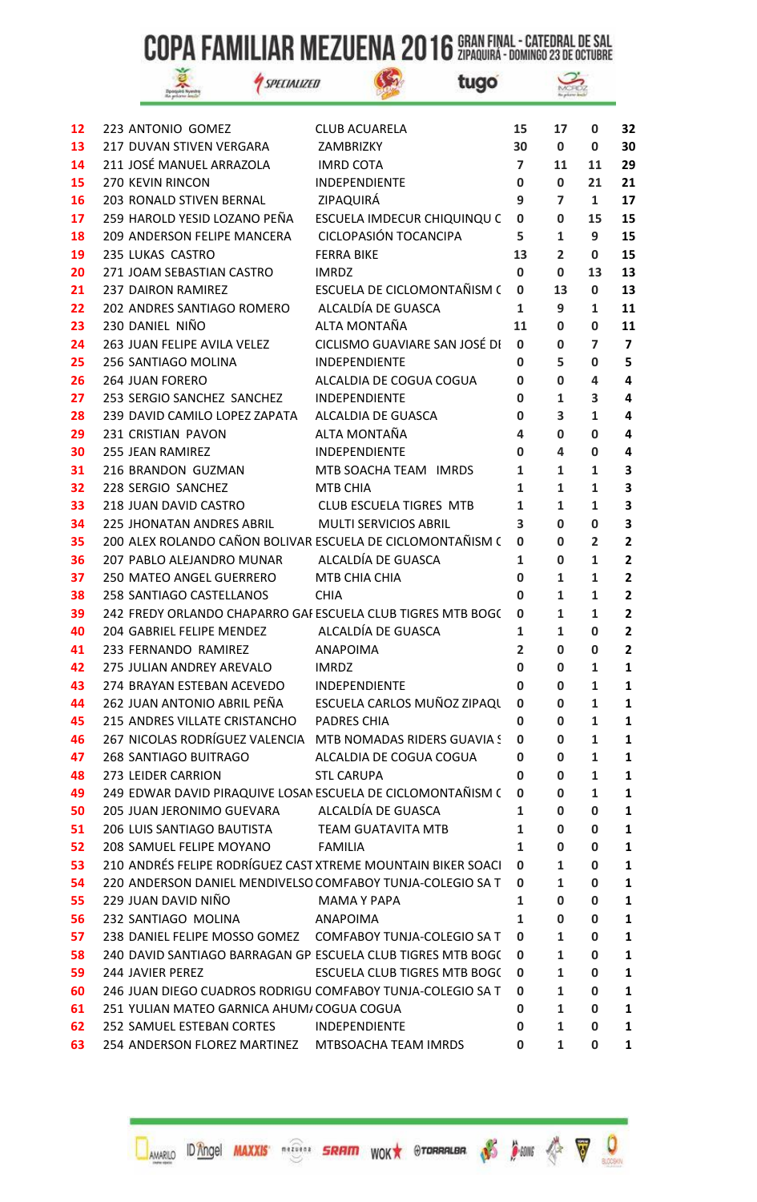# COPA FAMILIAR MEZUENA 2016 GRAN FINAL - CATEDRAL DE SAL ZIPAQUIRÁ - DOMINGO 23 DE OCTUBRE

| | | | | | | |
|---|---|---|---|---|---|---|
| 12 | 223 ANTONIO GOMEZ | CLUB ACUARELA | 15 | 17 | 0 | 32 |
| 13 | 217 DUVAN STIVEN VERGARA | ZAMBRIZKY | 30 | 0 | 0 | 30 |
| 14 | 211 JOSÉ MANUEL ARRAZOLA | IMRD COTA | 7 | 11 | 11 | 29 |
| 15 | 270 KEVIN RINCON | INDEPENDIENTE | 0 | 0 | 21 | 21 |
| 16 | 203 RONALD STIVEN BERNAL | ZIPAQUIRÁ | 9 | 7 | 1 | 17 |
| 17 | 259 HAROLD YESID LOZANO PEÑA | ESCUELA IMDECUR CHIQUINQU C | 0 | 0 | 15 | 15 |
| 18 | 209 ANDERSON FELIPE MANCERA | CICLOPASIÓN TOCANCIPA | 5 | 1 | 9 | 15 |
| 19 | 235 LUKAS CASTRO | FERRA BIKE | 13 | 2 | 0 | 15 |
| 20 | 271 JOAM SEBASTIAN CASTRO | IMRDZ | 0 | 0 | 13 | 13 |
| 21 | 237 DAIRON RAMIREZ | ESCUELA DE CICLOMONTAÑISM ( | 0 | 13 | 0 | 13 |
| 22 | 202 ANDRES SANTIAGO ROMERO | ALCALDÍA DE GUASCA | 1 | 9 | 1 | 11 |
| 23 | 230 DANIEL NIÑO | ALTA MONTAÑA | 11 | 0 | 0 | 11 |
| 24 | 263 JUAN FELIPE AVILA VELEZ | CICLISMO GUAVIARE SAN JOSÉ DI | 0 | 0 | 7 | 7 |
| 25 | 256 SANTIAGO MOLINA | INDEPENDIENTE | 0 | 5 | 0 | 5 |
| 26 | 264 JUAN FORERO | ALCALDIA DE COGUA COGUA | 0 | 0 | 4 | 4 |
| 27 | 253 SERGIO SANCHEZ SANCHEZ | INDEPENDIENTE | 0 | 1 | 3 | 4 |
| 28 | 239 DAVID CAMILO LOPEZ ZAPATA | ALCALDIA DE GUASCA | 0 | 3 | 1 | 4 |
| 29 | 231 CRISTIAN PAVON | ALTA MONTAÑA | 4 | 0 | 0 | 4 |
| 30 | 255 JEAN RAMIREZ | INDEPENDIENTE | 0 | 4 | 0 | 4 |
| 31 | 216 BRANDON GUZMAN | MTB SOACHA TEAM IMRDS | 1 | 1 | 1 | 3 |
| 32 | 228 SERGIO SANCHEZ | MTB CHIA | 1 | 1 | 1 | 3 |
| 33 | 218 JUAN DAVID CASTRO | CLUB ESCUELA TIGRES MTB | 1 | 1 | 1 | 3 |
| 34 | 225 JHONATAN ANDRES ABRIL | MULTI SERVICIOS ABRIL | 3 | 0 | 0 | 3 |
| 35 | 200 ALEX ROLANDO CAÑON BOLIVAR | ESCUELA DE CICLOMONTAÑISM ( | 0 | 0 | 2 | 2 |
| 36 | 207 PABLO ALEJANDRO MUNAR | ALCALDÍA DE GUASCA | 1 | 0 | 1 | 2 |
| 37 | 250 MATEO ANGEL GUERRERO | MTB CHIA CHIA | 0 | 1 | 1 | 2 |
| 38 | 258 SANTIAGO CASTELLANOS | CHIA | 0 | 1 | 1 | 2 |
| 39 | 242 FREDY ORLANDO CHAPARRO GAI | ESCUELA CLUB TIGRES MTB BOG( | 0 | 1 | 1 | 2 |
| 40 | 204 GABRIEL FELIPE MENDEZ | ALCALDÍA DE GUASCA | 1 | 1 | 0 | 2 |
| 41 | 233 FERNANDO RAMIREZ | ANAPOIMA | 2 | 0 | 0 | 2 |
| 42 | 275 JULIAN ANDREY AREVALO | IMRDZ | 0 | 0 | 1 | 1 |
| 43 | 274 BRAYAN ESTEBAN ACEVEDO | INDEPENDIENTE | 0 | 0 | 1 | 1 |
| 44 | 262 JUAN ANTONIO ABRIL PEÑA | ESCUELA CARLOS MUÑOZ ZIPAQI | 0 | 0 | 1 | 1 |
| 45 | 215 ANDRES VILLATE CRISTANCHO | PADRES CHIA | 0 | 0 | 1 | 1 |
| 46 | 267 NICOLAS RODRÍGUEZ VALENCIA | MTB NOMADAS RIDERS GUAVIA ! | 0 | 0 | 1 | 1 |
| 47 | 268 SANTIAGO BUITRAGO | ALCALDIA DE COGUA COGUA | 0 | 0 | 1 | 1 |
| 48 | 273 LEIDER CARRION | STL CARUPA | 0 | 0 | 1 | 1 |
| 49 | 249 EDWAR DAVID PIRAQUIVE LOSAN | ESCUELA DE CICLOMONTAÑISM ( | 0 | 0 | 1 | 1 |
| 50 | 205 JUAN JERONIMO GUEVARA | ALCALDÍA DE GUASCA | 1 | 0 | 0 | 1 |
| 51 | 206 LUIS SANTIAGO BAUTISTA | TEAM GUATAVITA MTB | 1 | 0 | 0 | 1 |
| 52 | 208 SAMUEL FELIPE MOYANO | FAMILIA | 1 | 0 | 0 | 1 |
| 53 | 210 ANDRÉS FELIPE RODRÍGUEZ CAST | XTREME MOUNTAIN BIKER SOACI | 0 | 1 | 0 | 1 |
| 54 | 220 ANDERSON DANIEL MENDIVELSO | COMFABOY TUNJA-COLEGIO SA T | 0 | 1 | 0 | 1 |
| 55 | 229 JUAN DAVID NIÑO | MAMA Y PAPA | 1 | 0 | 0 | 1 |
| 56 | 232 SANTIAGO MOLINA | ANAPOIMA | 1 | 0 | 0 | 1 |
| 57 | 238 DANIEL FELIPE MOSSO GOMEZ | COMFABOY TUNJA-COLEGIO SA T | 0 | 1 | 0 | 1 |
| 58 | 240 DAVID SANTIAGO BARRAGAN GP | ESCUELA CLUB TIGRES MTB BOG( | 0 | 1 | 0 | 1 |
| 59 | 244 JAVIER PEREZ | ESCUELA CLUB TIGRES MTB BOG( | 0 | 1 | 0 | 1 |
| 60 | 246 JUAN DIEGO CUADROS RODRIGU | COMFABOY TUNJA-COLEGIO SA T | 0 | 1 | 0 | 1 |
| 61 | 251 YULIAN MATEO GARNICA AHUM/ | COGUA COGUA | 0 | 1 | 0 | 1 |
| 62 | 252 SAMUEL ESTEBAN CORTES | INDEPENDIENTE | 0 | 1 | 0 | 1 |
| 63 | 254 ANDERSON FLOREZ MARTINEZ | MTBSOACHA TEAM IMRDS | 0 | 1 | 0 | 1 |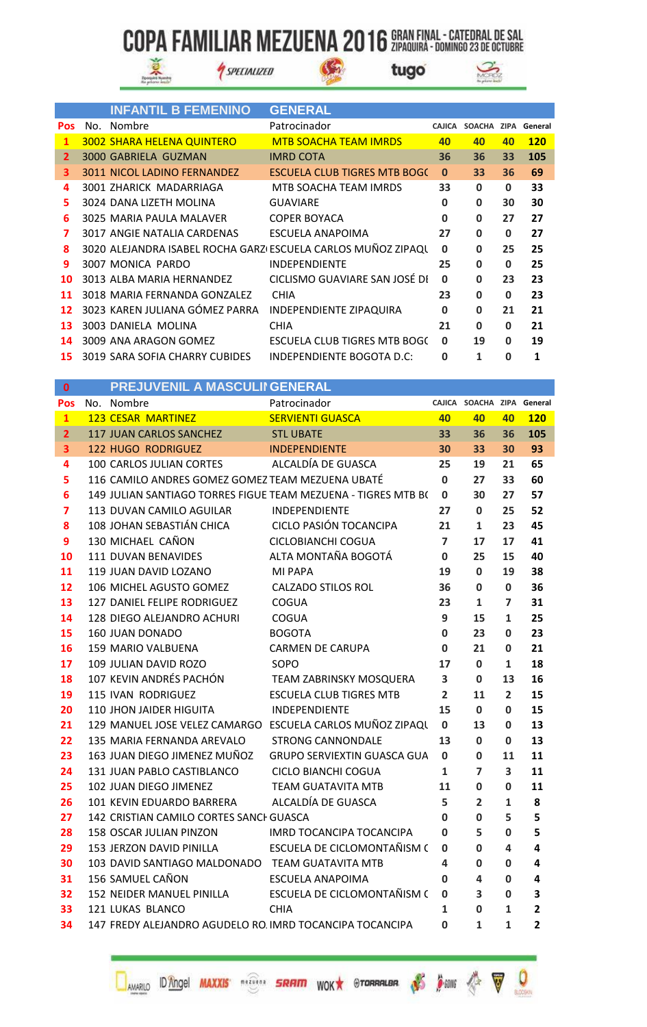# COPA FAMILIAR MEZUENA 2016 GRAN FINAL - CATEDRAL DE SAL ZIPAQUIRÁ - DOMINGO 23 DE OCTUBRE

## INFANTIL B FEMENINO — GENERAL

| Pos | No. | Nombre | Patrocinador | CAJICA | SOACHA | ZIPA | General |
|---|---|---|---|---|---|---|---|
| 1 | 3002 | SHARA HELENA QUINTERO | MTB SOACHA TEAM IMRDS | 40 | 40 | 40 | 120 |
| 2 | 3000 | GABRIELA GUZMAN | IMRD COTA | 36 | 36 | 33 | 105 |
| 3 | 3011 | NICOL LADINO FERNANDEZ | ESCUELA CLUB TIGRES MTB BOG( | 0 | 33 | 36 | 69 |
| 4 | 3001 | ZHARICK MADARRIAGA | MTB SOACHA TEAM IMRDS | 33 | 0 | 0 | 33 |
| 5 | 3024 | DANA LIZETH MOLINA | GUAVIARE | 0 | 0 | 30 | 30 |
| 6 | 3025 | MARIA PAULA MALAVER | COPER BOYACA | 0 | 0 | 27 | 27 |
| 7 | 3017 | ANGIE NATALIA CARDENAS | ESCUELA ANAPOIMA | 27 | 0 | 0 | 27 |
| 8 | 3020 | ALEJANDRA ISABEL ROCHA GARZ | ESCUELA CARLOS MUÑOZ ZIPAQU | 0 | 0 | 25 | 25 |
| 9 | 3007 | MONICA PARDO | INDEPENDIENTE | 25 | 0 | 0 | 25 |
| 10 | 3013 | ALBA MARIA HERNANDEZ | CICLISMO GUAVIARE SAN JOSÉ DI | 0 | 0 | 23 | 23 |
| 11 | 3018 | MARIA FERNANDA GONZALEZ | CHIA | 23 | 0 | 0 | 23 |
| 12 | 3023 | KAREN JULIANA GÓMEZ PARRA | INDEPENDIENTE ZIPAQUIRA | 0 | 0 | 21 | 21 |
| 13 | 3003 | DANIELA MOLINA | CHIA | 21 | 0 | 0 | 21 |
| 14 | 3009 | ANA ARAGON GOMEZ | ESCUELA CLUB TIGRES MTB BOG( | 0 | 19 | 0 | 19 |
| 15 | 3019 | SARA SOFIA CHARRY CUBIDES | INDEPENDIENTE BOGOTA D.C: | 0 | 1 | 0 | 1 |

## PREJUVENIL A MASCULINO — GENERAL

| Pos | No. | Nombre | Patrocinador | CAJICA | SOACHA | ZIPA | General |
|---|---|---|---|---|---|---|---|
| 1 | 123 | CESAR MARTINEZ | SERVIENTI GUASCA | 40 | 40 | 40 | 120 |
| 2 | 117 | JUAN CARLOS SANCHEZ | STL UBATE | 33 | 36 | 36 | 105 |
| 3 | 122 | HUGO RODRIGUEZ | INDEPENDIENTE | 30 | 33 | 30 | 93 |
| 4 | 100 | CARLOS JULIAN CORTES | ALCALDÍA DE GUASCA | 25 | 19 | 21 | 65 |
| 5 | 116 | CAMILO ANDRES GOMEZ GOMEZ | TEAM MEZUENA UBATÉ | 0 | 27 | 33 | 60 |
| 6 | 149 | JULIAN SANTIAGO TORRES FIGUE | TEAM MEZUENA - TIGRES MTB B( | 0 | 30 | 27 | 57 |
| 7 | 113 | DUVAN CAMILO AGUILAR | INDEPENDIENTE | 27 | 0 | 25 | 52 |
| 8 | 108 | JOHAN SEBASTIÁN CHICA | CICLO PASIÓN TOCANCIPA | 21 | 1 | 23 | 45 |
| 9 | 130 | MICHAEL CAÑON | CICLOBIANCHI COGUA | 7 | 17 | 17 | 41 |
| 10 | 111 | DUVAN BENAVIDES | ALTA MONTAÑA BOGOTÁ | 0 | 25 | 15 | 40 |
| 11 | 119 | JUAN DAVID LOZANO | MI PAPA | 19 | 0 | 19 | 38 |
| 12 | 106 | MICHEL AGUSTO GOMEZ | CALZADO STILOS ROL | 36 | 0 | 0 | 36 |
| 13 | 127 | DANIEL FELIPE RODRIGUEZ | COGUA | 23 | 1 | 7 | 31 |
| 14 | 128 | DIEGO ALEJANDRO ACHURI | COGUA | 9 | 15 | 1 | 25 |
| 15 | 160 | JUAN DONADO | BOGOTA | 0 | 23 | 0 | 23 |
| 16 | 159 | MARIO VALBUENA | CARMEN DE CARUPA | 0 | 21 | 0 | 21 |
| 17 | 109 | JULIAN DAVID ROZO | SOPO | 17 | 0 | 1 | 18 |
| 18 | 107 | KEVIN ANDRÉS PACHÓN | TEAM ZABRINSKY MOSQUERA | 3 | 0 | 13 | 16 |
| 19 | 115 | IVAN RODRIGUEZ | ESCUELA CLUB TIGRES MTB | 2 | 11 | 2 | 15 |
| 20 | 110 | JHON JAIDER HIGUITA | INDEPENDIENTE | 15 | 0 | 0 | 15 |
| 21 | 129 | MANUEL JOSE VELEZ CAMARGO | ESCUELA CARLOS MUÑOZ ZIPAQU | 0 | 13 | 0 | 13 |
| 22 | 135 | MARIA FERNANDA AREVALO | STRONG CANNONDALE | 13 | 0 | 0 | 13 |
| 23 | 163 | JUAN DIEGO JIMENEZ MUÑOZ | GRUPO SERVIEXTIN GUASCA GUA | 0 | 0 | 11 | 11 |
| 24 | 131 | JUAN PABLO CASTIBLANCO | CICLO BIANCHI COGUA | 1 | 7 | 3 | 11 |
| 25 | 102 | JUAN DIEGO JIMENEZ | TEAM GUATAVITA MTB | 11 | 0 | 0 | 11 |
| 26 | 101 | KEVIN EDUARDO BARRERA | ALCALDÍA DE GUASCA | 5 | 2 | 1 | 8 |
| 27 | 142 | CRISTIAN CAMILO CORTES SANCI | GUASCA | 0 | 0 | 5 | 5 |
| 28 | 158 | OSCAR JULIAN PINZON | IMRD TOCANCIPA TOCANCIPA | 0 | 5 | 0 | 5 |
| 29 | 153 | JERZON DAVID PINILLA | ESCUELA DE CICLOMONTAÑISM ( | 0 | 0 | 4 | 4 |
| 30 | 103 | DAVID SANTIAGO MALDONADO | TEAM GUATAVITA MTB | 4 | 0 | 0 | 4 |
| 31 | 156 | SAMUEL CAÑON | ESCUELA ANAPOIMA | 0 | 4 | 0 | 4 |
| 32 | 152 | NEIDER MANUEL PINILLA | ESCUELA DE CICLOMONTAÑISM ( | 0 | 3 | 0 | 3 |
| 33 | 121 | LUKAS BLANCO | CHIA | 1 | 0 | 1 | 2 |
| 34 | 147 | FREDY ALEJANDRO AGUDELO RO | IMRD TOCANCIPA TOCANCIPA | 0 | 1 | 1 | 2 |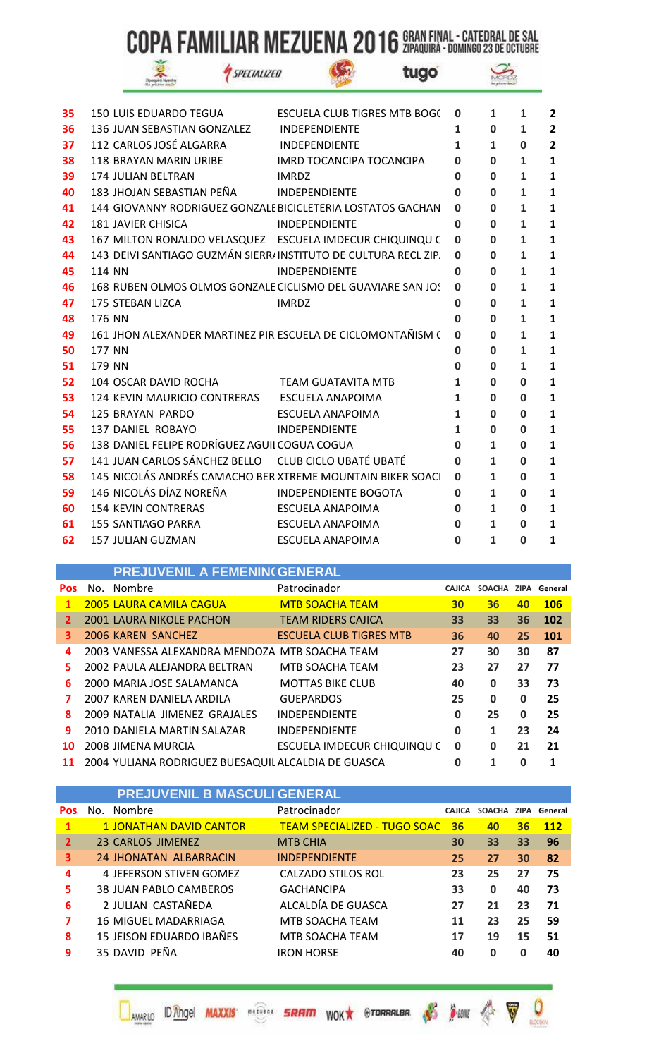# COPA FAMILIAR MEZUENA 2016 GRAN FINAL - CATEDRAL DE SAL ZIPAQUIRÁ - DOMINGO 23 DE OCTUBRE

| | | | | | | |
|---|---|---|---|---|---|---|
| 35 | 150 LUIS EDUARDO TEGUA | ESCUELA CLUB TIGRES MTB BOGO | 0 | 1 | 1 | 2 |
| 36 | 136 JUAN SEBASTIAN GONZALEZ | INDEPENDIENTE | 1 | 0 | 1 | 2 |
| 37 | 112 CARLOS JOSÉ ALGARRA | INDEPENDIENTE | 1 | 1 | 0 | 2 |
| 38 | 118 BRAYAN MARIN URIBE | IMRD TOCANCIPA TOCANCIPA | 0 | 0 | 1 | 1 |
| 39 | 174 JULIAN BELTRAN | IMRDZ | 0 | 0 | 1 | 1 |
| 40 | 183 JHOJAN SEBASTIAN PEÑA | INDEPENDIENTE | 0 | 0 | 1 | 1 |
| 41 | 144 GIOVANNY RODRIGUEZ GONZALE | BICICLETERIA LOSTATOS GACHAN | 0 | 0 | 1 | 1 |
| 42 | 181 JAVIER CHISICA | INDEPENDIENTE | 0 | 0 | 1 | 1 |
| 43 | 167 MILTON RONALDO VELASQUEZ | ESCUELA IMDECUR CHIQUINQU C | 0 | 0 | 1 | 1 |
| 44 | 143 DEIVI SANTIAGO GUZMÁN SIERR | INSTITUTO DE CULTURA RECL ZIP | 0 | 0 | 1 | 1 |
| 45 | 114 NN | INDEPENDIENTE | 0 | 0 | 1 | 1 |
| 46 | 168 RUBEN OLMOS OLMOS GONZALE | CICLISMO DEL GUAVIARE SAN JOS | 0 | 0 | 1 | 1 |
| 47 | 175 STEBAN LIZCA | IMRDZ | 0 | 0 | 1 | 1 |
| 48 | 176 NN | | 0 | 0 | 1 | 1 |
| 49 | 161 JHON ALEXANDER MARTINEZ PIR | ESCUELA DE CICLOMONTAÑISM C | 0 | 0 | 1 | 1 |
| 50 | 177 NN | | 0 | 0 | 1 | 1 |
| 51 | 179 NN | | 0 | 0 | 1 | 1 |
| 52 | 104 OSCAR DAVID ROCHA | TEAM GUATAVITA MTB | 1 | 0 | 0 | 1 |
| 53 | 124 KEVIN MAURICIO CONTRERAS | ESCUELA ANAPOIMA | 1 | 0 | 0 | 1 |
| 54 | 125 BRAYAN PARDO | ESCUELA ANAPOIMA | 1 | 0 | 0 | 1 |
| 55 | 137 DANIEL ROBAYO | INDEPENDIENTE | 1 | 0 | 0 | 1 |
| 56 | 138 DANIEL FELIPE RODRÍGUEZ AGUI | COGUA COGUA | 0 | 1 | 0 | 1 |
| 57 | 141 JUAN CARLOS SÁNCHEZ BELLO | CLUB CICLO UBATÉ UBATÉ | 0 | 1 | 0 | 1 |
| 58 | 145 NICOLÁS ANDRÉS CAMACHO BER | XTREME MOUNTAIN BIKER SOACI | 0 | 1 | 0 | 1 |
| 59 | 146 NICOLÁS DÍAZ NOREÑA | INDEPENDIENTE BOGOTA | 0 | 1 | 0 | 1 |
| 60 | 154 KEVIN CONTRERAS | ESCUELA ANAPOIMA | 0 | 1 | 0 | 1 |
| 61 | 155 SANTIAGO PARRA | ESCUELA ANAPOIMA | 0 | 1 | 0 | 1 |
| 62 | 157 JULIAN GUZMAN | ESCUELA ANAPOIMA | 0 | 1 | 0 | 1 |

## PREJUVENIL A FEMENINO GENERAL

| Pos | No. Nombre | Patrocinador | CAJICA | SOACHA | ZIPA | General |
|---|---|---|---|---|---|---|
| 1 | 2005 LAURA CAMILA CAGUA | MTB SOACHA TEAM | 30 | 36 | 40 | 106 |
| 2 | 2001 LAURA NIKOLE PACHON | TEAM RIDERS CAJICA | 33 | 33 | 36 | 102 |
| 3 | 2006 KAREN SANCHEZ | ESCUELA CLUB TIGRES MTB | 36 | 40 | 25 | 101 |
| 4 | 2003 VANESSA ALEXANDRA MENDOZA | MTB SOACHA TEAM | 27 | 30 | 30 | 87 |
| 5 | 2002 PAULA ALEJANDRA BELTRAN | MTB SOACHA TEAM | 23 | 27 | 27 | 77 |
| 6 | 2000 MARIA JOSE SALAMANCA | MOTTAS BIKE CLUB | 40 | 0 | 33 | 73 |
| 7 | 2007 KAREN DANIELA ARDILA | GUEPARDOS | 25 | 0 | 0 | 25 |
| 8 | 2009 NATALIA JIMENEZ GRAJALES | INDEPENDIENTE | 0 | 25 | 0 | 25 |
| 9 | 2010 DANIELA MARTIN SALAZAR | INDEPENDIENTE | 0 | 1 | 23 | 24 |
| 10 | 2008 JIMENA MURCIA | ESCUELA IMDECUR CHIQUINQU C | 0 | 0 | 21 | 21 |
| 11 | 2004 YULIANA RODRIGUEZ BUESAQUIL | ALCALDIA DE GUASCA | 0 | 1 | 0 | 1 |

## PREJUVENIL B MASCULINO GENERAL

| Pos | No. Nombre | Patrocinador | CAJICA | SOACHA | ZIPA | General |
|---|---|---|---|---|---|---|
| 1 | 1 JONATHAN DAVID CANTOR | TEAM SPECIALIZED - TUGO SOAC | 36 | 40 | 36 | 112 |
| 2 | 23 CARLOS JIMENEZ | MTB CHIA | 30 | 33 | 33 | 96 |
| 3 | 24 JHONATAN ALBARRACIN | INDEPENDIENTE | 25 | 27 | 30 | 82 |
| 4 | 4 JEFERSON STIVEN GOMEZ | CALZADO STILOS ROL | 23 | 25 | 27 | 75 |
| 5 | 38 JUAN PABLO CAMBEROS | GACHANCIPA | 33 | 0 | 40 | 73 |
| 6 | 2 JULIAN CASTAÑEDA | ALCALDÍA DE GUASCA | 27 | 21 | 23 | 71 |
| 7 | 16 MIGUEL MADARRIAGA | MTB SOACHA TEAM | 11 | 23 | 25 | 59 |
| 8 | 15 JEISON EDUARDO IBAÑES | MTB SOACHA TEAM | 17 | 19 | 15 | 51 |
| 9 | 35 DAVID PEÑA | IRON HORSE | 40 | 0 | 0 | 40 |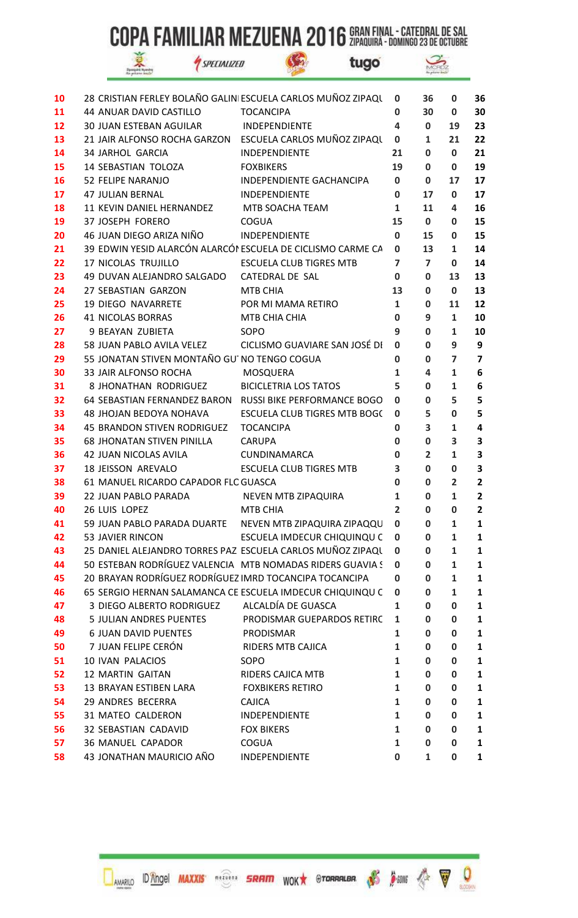# COPA FAMILIAR MEZUENA 2016 GRAN FINAL - CATEDRAL DE SAL ZIPAQUIRÁ - DOMINGO 23 DE OCTUBRE

| | | | | | | |
|---|---|---|---|---|---|---|
| 10 | 28 CRISTIAN FERLEY BOLAÑO GALINI | ESCUELA CARLOS MUÑOZ ZIPAQU | 0 | 36 | 0 | 36 |
| 11 | 44 ANUAR DAVID CASTILLO | TOCANCIPA | 0 | 30 | 0 | 30 |
| 12 | 30 JUAN ESTEBAN AGUILAR | INDEPENDIENTE | 4 | 0 | 19 | 23 |
| 13 | 21 JAIR ALFONSO ROCHA GARZON | ESCUELA CARLOS MUÑOZ ZIPAQU | 0 | 1 | 21 | 22 |
| 14 | 34 JARHOL GARCIA | INDEPENDIENTE | 21 | 0 | 0 | 21 |
| 15 | 14 SEBASTIAN TOLOZA | FOXBIKERS | 19 | 0 | 0 | 19 |
| 16 | 52 FELIPE NARANJO | INDEPENDIENTE GACHANCIPA | 0 | 0 | 17 | 17 |
| 17 | 47 JULIAN BERNAL | INDEPENDIENTE | 0 | 17 | 0 | 17 |
| 18 | 11 KEVIN DANIEL HERNANDEZ | MTB SOACHA TEAM | 1 | 11 | 4 | 16 |
| 19 | 37 JOSEPH FORERO | COGUA | 15 | 0 | 0 | 15 |
| 20 | 46 JUAN DIEGO ARIZA NIÑO | INDEPENDIENTE | 0 | 15 | 0 | 15 |
| 21 | 39 EDWIN YESID ALARCÓN ALARCÓN | ESCUELA DE CICLISMO CARME CA | 0 | 13 | 1 | 14 |
| 22 | 17 NICOLAS TRUJILLO | ESCUELA CLUB TIGRES MTB | 7 | 7 | 0 | 14 |
| 23 | 49 DUVAN ALEJANDRO SALGADO | CATEDRAL DE SAL | 0 | 0 | 13 | 13 |
| 24 | 27 SEBASTIAN GARZON | MTB CHIA | 13 | 0 | 0 | 13 |
| 25 | 19 DIEGO NAVARRETE | POR MI MAMA RETIRO | 1 | 0 | 11 | 12 |
| 26 | 41 NICOLAS BORRAS | MTB CHIA CHIA | 0 | 9 | 1 | 10 |
| 27 | 9 BEAYAN ZUBIETA | SOPO | 9 | 0 | 1 | 10 |
| 28 | 58 JUAN PABLO AVILA VELEZ | CICLISMO GUAVIARE SAN JOSÉ DI | 0 | 0 | 9 | 9 |
| 29 | 55 JONATAN STIVEN MONTAÑO GU | NO TENGO COGUA | 0 | 0 | 7 | 7 |
| 30 | 33 JAIR ALFONSO ROCHA | MOSQUERA | 1 | 4 | 1 | 6 |
| 31 | 8 JHONATHAN RODRIGUEZ | BICICLETRIA LOS TATOS | 5 | 0 | 1 | 6 |
| 32 | 64 SEBASTIAN FERNANDEZ BARON | RUSSI BIKE PERFORMANCE BOGO | 0 | 0 | 5 | 5 |
| 33 | 48 JHOJAN BEDOYA NOHAVA | ESCUELA CLUB TIGRES MTB BOGO | 0 | 5 | 0 | 5 |
| 34 | 45 BRANDON STIVEN RODRIGUEZ | TOCANCIPA | 0 | 3 | 1 | 4 |
| 35 | 68 JHONATAN STIVEN PINILLA | CARUPA | 0 | 0 | 3 | 3 |
| 36 | 42 JUAN NICOLAS AVILA | CUNDINAMARCA | 0 | 2 | 1 | 3 |
| 37 | 18 JEISSON AREVALO | ESCUELA CLUB TIGRES MTB | 3 | 0 | 0 | 3 |
| 38 | 61 MANUEL RICARDO CAPADOR FLC | GUASCA | 0 | 0 | 2 | 2 |
| 39 | 22 JUAN PABLO PARADA | NEVEN MTB ZIPAQUIRA | 1 | 0 | 1 | 2 |
| 40 | 26 LUIS LOPEZ | MTB CHIA | 2 | 0 | 0 | 2 |
| 41 | 59 JUAN PABLO PARADA DUARTE | NEVEN MTB ZIPAQUIRA ZIPAQQU | 0 | 0 | 1 | 1 |
| 42 | 53 JAVIER RINCON | ESCUELA IMDECUR CHIQUINQU C | 0 | 0 | 1 | 1 |
| 43 | 25 DANIEL ALEJANDRO TORRES PAZ | ESCUELA CARLOS MUÑOZ ZIPAQU | 0 | 0 | 1 | 1 |
| 44 | 50 ESTEBAN RODRÍGUEZ VALENCIA | MTB NOMADAS RIDERS GUAVIA S | 0 | 0 | 1 | 1 |
| 45 | 20 BRAYAN RODRÍGUEZ RODRÍGUEZ | IMRD TOCANCIPA TOCANCIPA | 0 | 0 | 1 | 1 |
| 46 | 65 SERGIO HERNAN SALAMANCA CE | ESCUELA IMDECUR CHIQUINQU C | 0 | 0 | 1 | 1 |
| 47 | 3 DIEGO ALBERTO RODRIGUEZ | ALCALDÍA DE GUASCA | 1 | 0 | 0 | 1 |
| 48 | 5 JULIAN ANDRES PUENTES | PRODISMAR GUEPARDOS RETIRC | 1 | 0 | 0 | 1 |
| 49 | 6 JUAN DAVID PUENTES | PRODISMAR | 1 | 0 | 0 | 1 |
| 50 | 7 JUAN FELIPE CERÓN | RIDERS MTB CAJICA | 1 | 0 | 0 | 1 |
| 51 | 10 IVAN PALACIOS | SOPO | 1 | 0 | 0 | 1 |
| 52 | 12 MARTIN GAITAN | RIDERS CAJICA MTB | 1 | 0 | 0 | 1 |
| 53 | 13 BRAYAN ESTIBEN LARA | FOXBIKERS RETIRO | 1 | 0 | 0 | 1 |
| 54 | 29 ANDRES BECERRA | CAJICA | 1 | 0 | 0 | 1 |
| 55 | 31 MATEO CALDERON | INDEPENDIENTE | 1 | 0 | 0 | 1 |
| 56 | 32 SEBASTIAN CADAVID | FOX BIKERS | 1 | 0 | 0 | 1 |
| 57 | 36 MANUEL CAPADOR | COGUA | 1 | 0 | 0 | 1 |
| 58 | 43 JONATHAN MAURICIO AÑO | INDEPENDIENTE | 0 | 1 | 0 | 1 |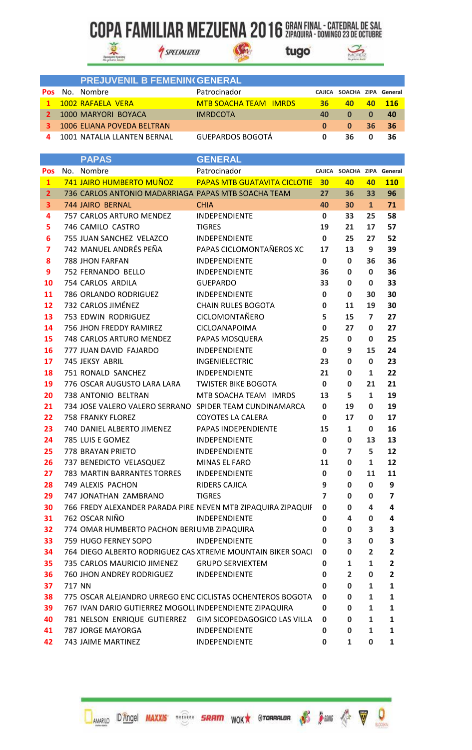# COPA FAMILIAR MEZUENA 2016 GRAN FINAL - CATEDRAL DE SAL ZIPAQUIRÁ - DOMINGO 23 DE OCTUBRE

## PREJUVENIL B FEMENINO GENERAL

| Pos | No. | Nombre | Patrocinador | CAJICA | SOACHA | ZIPA | General |
|---|---|---|---|---|---|---|---|
| 1 | 1002 | RAFAELA VERA | MTB SOACHA TEAM IMRDS | 36 | 40 | 40 | 116 |
| 2 | 1000 | MARYORI BOYACA | IMRDCOTA | 40 | 0 | 0 | 40 |
| 3 | 1006 | ELIANA POVEDA BELTRAN | | 0 | 0 | 36 | 36 |
| 4 | 1001 | NATALIA LLANTEN BERNAL | GUEPARDOS BOGOTÁ | 0 | 36 | 0 | 36 |

## PAPAS GENERAL

| Pos | No. | Nombre | Patrocinador | CAJICA | SOACHA | ZIPA | General |
|---|---|---|---|---|---|---|---|
| 1 | 741 | JAIRO HUMBERTO MUÑOZ | PAPAS MTB GUATAVITA CICLOTIE | 30 | 40 | 40 | 110 |
| 2 | 736 | CARLOS ANTONIO MADARRIAGA | PAPAS MTB SOACHA TEAM | 27 | 36 | 33 | 96 |
| 3 | 744 | JAIRO BERNAL | CHIA | 40 | 30 | 1 | 71 |
| 4 | 757 | CARLOS ARTURO MENDEZ | INDEPENDIENTE | 0 | 33 | 25 | 58 |
| 5 | 746 | CAMILO CASTRO | TIGRES | 19 | 21 | 17 | 57 |
| 6 | 755 | JUAN SANCHEZ VELAZCO | INDEPENDIENTE | 0 | 25 | 27 | 52 |
| 7 | 742 | MANUEL ANDRÉS PEÑA | PAPAS CICLOMONTAÑEROS XC | 17 | 13 | 9 | 39 |
| 8 | 788 | JHON FARFAN | INDEPENDIENTE | 0 | 0 | 36 | 36 |
| 9 | 752 | FERNANDO BELLO | INDEPENDIENTE | 36 | 0 | 0 | 36 |
| 10 | 754 | CARLOS ARDILA | GUEPARDO | 33 | 0 | 0 | 33 |
| 11 | 786 | ORLANDO RODRIGUEZ | INDEPENDIENTE | 0 | 0 | 30 | 30 |
| 12 | 732 | CARLOS JIMÉNEZ | CHAIN RULES BOGOTA | 0 | 11 | 19 | 30 |
| 13 | 753 | EDWIN RODRIGUEZ | CICLOMONTAÑERO | 5 | 15 | 7 | 27 |
| 14 | 756 | JHON FREDDY RAMIREZ | CICLOANAPOIMA | 0 | 27 | 0 | 27 |
| 15 | 748 | CARLOS ARTURO MENDEZ | PAPAS MOSQUERA | 25 | 0 | 0 | 25 |
| 16 | 777 | JUAN DAVID FAJARDO | INDEPENDIENTE | 0 | 9 | 15 | 24 |
| 17 | 745 | JEKSY ABRIL | INGENIELECTRIC | 23 | 0 | 0 | 23 |
| 18 | 751 | RONALD SANCHEZ | INDEPENDIENTE | 21 | 0 | 1 | 22 |
| 19 | 776 | OSCAR AUGUSTO LARA LARA | TWISTER BIKE BOGOTA | 0 | 0 | 21 | 21 |
| 20 | 738 | ANTONIO BELTRAN | MTB SOACHA TEAM IMRDS | 13 | 5 | 1 | 19 |
| 21 | 734 | JOSE VALERO VALERO SERRANO | SPIDER TEAM CUNDINAMARCA | 0 | 19 | 0 | 19 |
| 22 | 758 | FRANKY FLOREZ | COYOTES LA CALERA | 0 | 17 | 0 | 17 |
| 23 | 740 | DANIEL ALBERTO JIMENEZ | PAPAS INDEPENDIENTE | 15 | 1 | 0 | 16 |
| 24 | 785 | LUIS E GOMEZ | INDEPENDIENTE | 0 | 0 | 13 | 13 |
| 25 | 778 | BRAYAN PRIETO | INDEPENDIENTE | 0 | 7 | 5 | 12 |
| 26 | 737 | BENEDICTO VELASQUEZ | MINAS EL FARO | 11 | 0 | 1 | 12 |
| 27 | 783 | MARTIN BARRANTES TORRES | INDEPENDIENTE | 0 | 0 | 11 | 11 |
| 28 | 749 | ALEXIS PACHON | RIDERS CAJICA | 9 | 0 | 0 | 9 |
| 29 | 747 | JONATHAN ZAMBRANO | TIGRES | 7 | 0 | 0 | 7 |
| 30 | 766 | FREDY ALEXANDER PARADA PIRE | NEVEN MTB ZIPAQUIRA ZIPAQUIF | 0 | 0 | 4 | 4 |
| 31 | 762 | OSCAR NIÑO | INDEPENDIENTE | 0 | 4 | 0 | 4 |
| 32 | 774 | OMAR HUMBERTO PACHON BERI | UMB ZIPAQUIRA | 0 | 0 | 3 | 3 |
| 33 | 759 | HUGO FERNEY SOPO | INDEPENDIENTE | 0 | 3 | 0 | 3 |
| 34 | 764 | DIEGO ALBERTO RODRIGUEZ CAS | XTREME MOUNTAIN BIKER SOACI | 0 | 0 | 2 | 2 |
| 35 | 735 | CARLOS MAURICIO JIMENEZ | GRUPO SERVIEXTEM | 0 | 1 | 1 | 2 |
| 36 | 760 | JHON ANDREY RODRIGUEZ | INDEPENDIENTE | 0 | 2 | 0 | 2 |
| 37 | 717 | NN | | 0 | 0 | 1 | 1 |
| 38 | 775 | OSCAR ALEJANDRO URREGO ENC | CICLISTAS OCHENTEROS BOGOTA | 0 | 0 | 1 | 1 |
| 39 | 767 | IVAN DARIO GUTIERREZ MOGOLL | INDEPENDIENTE ZIPAQUIRA | 0 | 0 | 1 | 1 |
| 40 | 781 | NELSON ENRIQUE GUTIERREZ | GIM SICOPEDAGOGICO LAS VILLA | 0 | 0 | 1 | 1 |
| 41 | 787 | JORGE MAYORGA | INDEPENDIENTE | 0 | 0 | 1 | 1 |
| 42 | 743 | JAIME MARTINEZ | INDEPENDIENTE | 0 | 1 | 0 | 1 |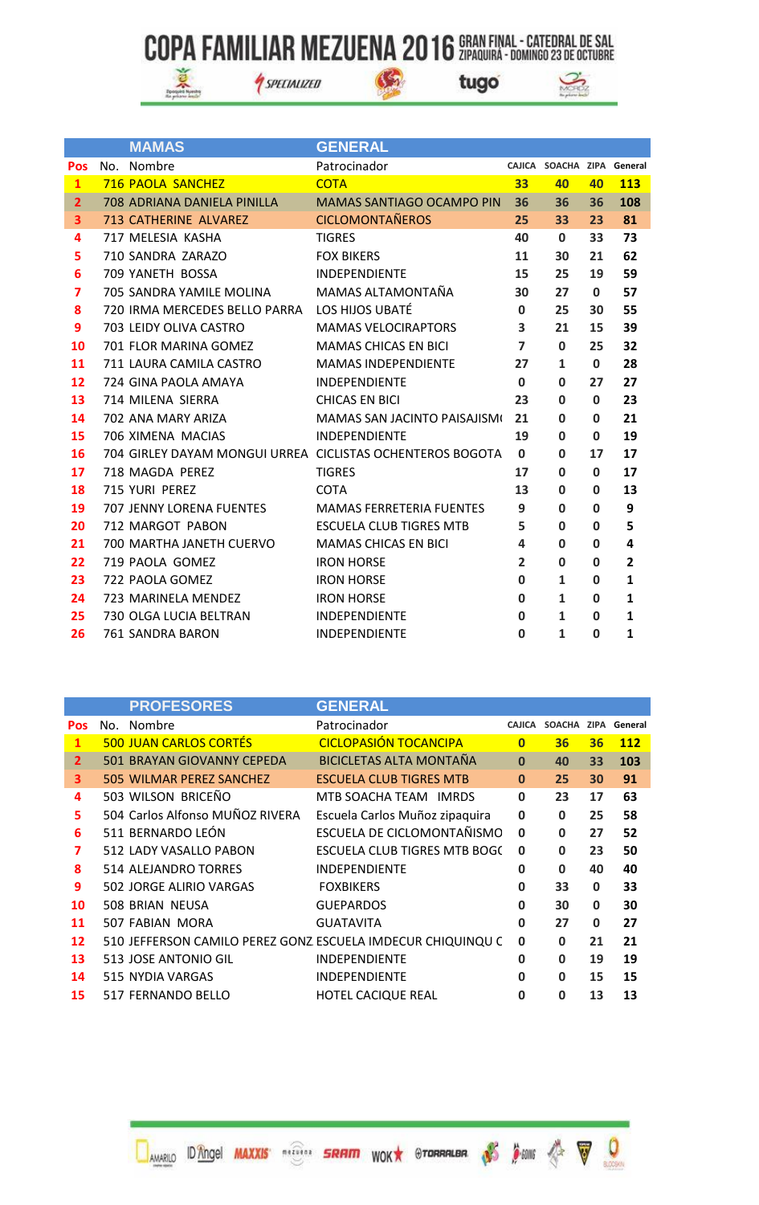# COPA FAMILIAR MEZUENA 2016 GRAN FINAL - CATEDRAL DE SAL ZIPAQUIRÁ - DOMINGO 23 DE OCTUBRE

## MAMAS — GENERAL

| Pos | No. | Nombre | Patrocinador | CAJICA | SOACHA | ZIPA | General |
|---|---|---|---|---|---|---|---|
| 1 | 716 | PAOLA SANCHEZ | COTA | 33 | 40 | 40 | 113 |
| 2 | 708 | ADRIANA DANIELA PINILLA | MAMAS SANTIAGO OCAMPO PIN | 36 | 36 | 36 | 108 |
| 3 | 713 | CATHERINE ALVAREZ | CICLOMONTAÑEROS | 25 | 33 | 23 | 81 |
| 4 | 717 | MELESIA KASHA | TIGRES | 40 | 0 | 33 | 73 |
| 5 | 710 | SANDRA ZARAZO | FOX BIKERS | 11 | 30 | 21 | 62 |
| 6 | 709 | YANETH BOSSA | INDEPENDIENTE | 15 | 25 | 19 | 59 |
| 7 | 705 | SANDRA YAMILE MOLINA | MAMAS ALTAMONTAÑA | 30 | 27 | 0 | 57 |
| 8 | 720 | IRMA MERCEDES BELLO PARRA | LOS HIJOS UBATÉ | 0 | 25 | 30 | 55 |
| 9 | 703 | LEIDY OLIVA CASTRO | MAMAS VELOCIRAPTORS | 3 | 21 | 15 | 39 |
| 10 | 701 | FLOR MARINA GOMEZ | MAMAS CHICAS EN BICI | 7 | 0 | 25 | 32 |
| 11 | 711 | LAURA CAMILA CASTRO | MAMAS INDEPENDIENTE | 27 | 1 | 0 | 28 |
| 12 | 724 | GINA PAOLA AMAYA | INDEPENDIENTE | 0 | 0 | 27 | 27 |
| 13 | 714 | MILENA SIERRA | CHICAS EN BICI | 23 | 0 | 0 | 23 |
| 14 | 702 | ANA MARY ARIZA | MAMAS SAN JACINTO PAISAJISM | 21 | 0 | 0 | 21 |
| 15 | 706 | XIMENA MACIAS | INDEPENDIENTE | 19 | 0 | 0 | 19 |
| 16 | 704 | GIRLEY DAYAM MONGUI URREA | CICLISTAS OCHENTEROS BOGOTA | 0 | 0 | 17 | 17 |
| 17 | 718 | MAGDA PEREZ | TIGRES | 17 | 0 | 0 | 17 |
| 18 | 715 | YURI PEREZ | COTA | 13 | 0 | 0 | 13 |
| 19 | 707 | JENNY LORENA FUENTES | MAMAS FERRETERIA FUENTES | 9 | 0 | 0 | 9 |
| 20 | 712 | MARGOT PABON | ESCUELA CLUB TIGRES MTB | 5 | 0 | 0 | 5 |
| 21 | 700 | MARTHA JANETH CUERVO | MAMAS CHICAS EN BICI | 4 | 0 | 0 | 4 |
| 22 | 719 | PAOLA GOMEZ | IRON HORSE | 2 | 0 | 0 | 2 |
| 23 | 722 | PAOLA GOMEZ | IRON HORSE | 0 | 1 | 0 | 1 |
| 24 | 723 | MARINELA MENDEZ | IRON HORSE | 0 | 1 | 0 | 1 |
| 25 | 730 | OLGA LUCIA BELTRAN | INDEPENDIENTE | 0 | 1 | 0 | 1 |
| 26 | 761 | SANDRA BARON | INDEPENDIENTE | 0 | 1 | 0 | 1 |

## PROFESORES — GENERAL

| Pos | No. | Nombre | Patrocinador | CAJICA | SOACHA | ZIPA | General |
|---|---|---|---|---|---|---|---|
| 1 | 500 | JUAN CARLOS CORTÉS | CICLOPASIÓN TOCANCIPA | 0 | 36 | 36 | 112 |
| 2 | 501 | BRAYAN GIOVANNY CEPEDA | BICICLETAS ALTA MONTAÑA | 0 | 40 | 33 | 103 |
| 3 | 505 | WILMAR PEREZ SANCHEZ | ESCUELA CLUB TIGRES MTB | 0 | 25 | 30 | 91 |
| 4 | 503 | WILSON BRICEÑO | MTB SOACHA TEAM IMRDS | 0 | 23 | 17 | 63 |
| 5 | 504 | Carlos Alfonso MUÑOZ RIVERA | Escuela Carlos Muñoz zipaquira | 0 | 0 | 25 | 58 |
| 6 | 511 | BERNARDO LEÓN | ESCUELA DE CICLOMONTAÑISMO | 0 | 0 | 27 | 52 |
| 7 | 512 | LADY VASALLO PABON | ESCUELA CLUB TIGRES MTB BOGO | 0 | 0 | 23 | 50 |
| 8 | 514 | ALEJANDRO TORRES | INDEPENDIENTE | 0 | 0 | 40 | 40 |
| 9 | 502 | JORGE ALIRIO VARGAS | FOXBIKERS | 0 | 33 | 0 | 33 |
| 10 | 508 | BRIAN NEUSA | GUEPARDOS | 0 | 30 | 0 | 30 |
| 11 | 507 | FABIAN MORA | GUATAVITA | 0 | 27 | 0 | 27 |
| 12 | 510 | JEFFERSON CAMILO PEREZ GONZ | ESCUELA IMDECUR CHIQUINQU C | 0 | 0 | 21 | 21 |
| 13 | 513 | JOSE ANTONIO GIL | INDEPENDIENTE | 0 | 0 | 19 | 19 |
| 14 | 515 | NYDIA VARGAS | INDEPENDIENTE | 0 | 0 | 15 | 15 |
| 15 | 517 | FERNANDO BELLO | HOTEL CACIQUE REAL | 0 | 0 | 13 | 13 |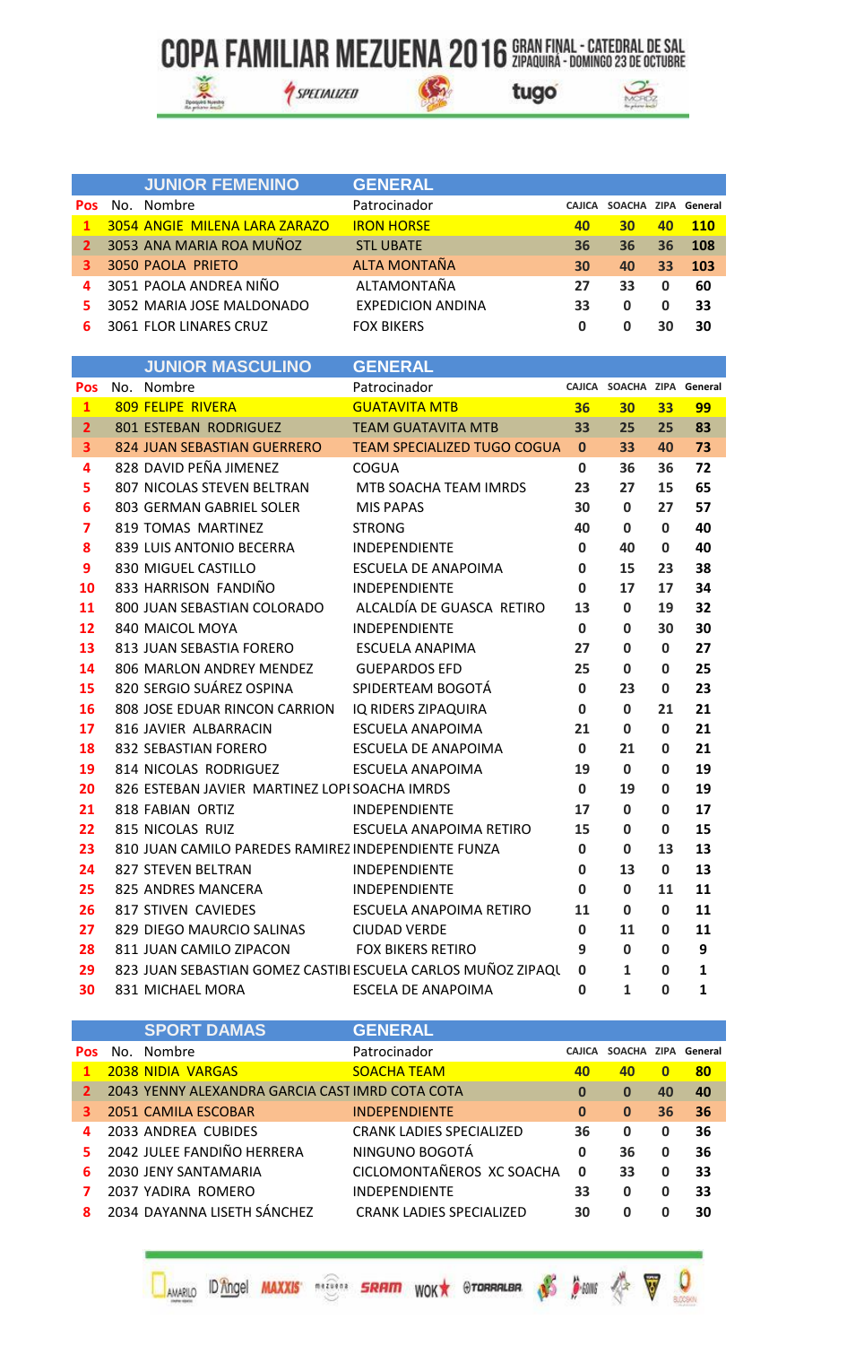# COPA FAMILIAR MEZUENA 2016 GRAN FINAL - CATEDRAL DE SAL ZIPAQUIRÁ - DOMINGO 23 DE OCTUBRE

## JUNIOR FEMENINO — GENERAL

| Pos | No. | Nombre | Patrocinador | CAJICA | SOACHA | ZIPA | General |
|---|---|---|---|---|---|---|---|
| 1 | 3054 | ANGIE MILENA LARA ZARAZO | IRON HORSE | 40 | 30 | 40 | 110 |
| 2 | 3053 | ANA MARIA ROA MUÑOZ | STL UBATE | 36 | 36 | 36 | 108 |
| 3 | 3050 | PAOLA PRIETO | ALTA MONTAÑA | 30 | 40 | 33 | 103 |
| 4 | 3051 | PAOLA ANDREA NIÑO | ALTAMONTAÑA | 27 | 33 | 0 | 60 |
| 5 | 3052 | MARIA JOSE MALDONADO | EXPEDICION ANDINA | 33 | 0 | 0 | 33 |
| 6 | 3061 | FLOR LINARES CRUZ | FOX BIKERS | 0 | 0 | 30 | 30 |

## JUNIOR MASCULINO — GENERAL

| Pos | No. | Nombre | Patrocinador | CAJICA | SOACHA | ZIPA | General |
|---|---|---|---|---|---|---|---|
| 1 | 809 | FELIPE RIVERA | GUATAVITA MTB | 36 | 30 | 33 | 99 |
| 2 | 801 | ESTEBAN RODRIGUEZ | TEAM GUATAVITA MTB | 33 | 25 | 25 | 83 |
| 3 | 824 | JUAN SEBASTIAN GUERRERO | TEAM SPECIALIZED TUGO COGUA | 0 | 33 | 40 | 73 |
| 4 | 828 | DAVID PEÑA JIMENEZ | COGUA | 0 | 36 | 36 | 72 |
| 5 | 807 | NICOLAS STEVEN BELTRAN | MTB SOACHA TEAM IMRDS | 23 | 27 | 15 | 65 |
| 6 | 803 | GERMAN GABRIEL SOLER | MIS PAPAS | 30 | 0 | 27 | 57 |
| 7 | 819 | TOMAS MARTINEZ | STRONG | 40 | 0 | 0 | 40 |
| 8 | 839 | LUIS ANTONIO BECERRA | INDEPENDIENTE | 0 | 40 | 0 | 40 |
| 9 | 830 | MIGUEL CASTILLO | ESCUELA DE ANAPOIMA | 0 | 15 | 23 | 38 |
| 10 | 833 | HARRISON FANDIÑO | INDEPENDIENTE | 0 | 17 | 17 | 34 |
| 11 | 800 | JUAN SEBASTIAN COLORADO | ALCALDÍA DE GUASCA RETIRO | 13 | 0 | 19 | 32 |
| 12 | 840 | MAICOL MOYA | INDEPENDIENTE | 0 | 0 | 30 | 30 |
| 13 | 813 | JUAN SEBASTIA FORERO | ESCUELA ANAPIMA | 27 | 0 | 0 | 27 |
| 14 | 806 | MARLON ANDREY MENDEZ | GUEPARDOS EFD | 25 | 0 | 0 | 25 |
| 15 | 820 | SERGIO SUÁREZ OSPINA | SPIDERTEAM BOGOTÁ | 0 | 23 | 0 | 23 |
| 16 | 808 | JOSE EDUAR RINCON CARRION | IQ RIDERS ZIPAQUIRA | 0 | 0 | 21 | 21 |
| 17 | 816 | JAVIER ALBARRACIN | ESCUELA ANAPOIMA | 21 | 0 | 0 | 21 |
| 18 | 832 | SEBASTIAN FORERO | ESCUELA DE ANAPOIMA | 0 | 21 | 0 | 21 |
| 19 | 814 | NICOLAS RODRIGUEZ | ESCUELA ANAPOIMA | 19 | 0 | 0 | 19 |
| 20 | 826 | ESTEBAN JAVIER MARTINEZ LOPI | SOACHA IMRDS | 0 | 19 | 0 | 19 |
| 21 | 818 | FABIAN ORTIZ | INDEPENDIENTE | 17 | 0 | 0 | 17 |
| 22 | 815 | NICOLAS RUIZ | ESCUELA ANAPOIMA RETIRO | 15 | 0 | 0 | 15 |
| 23 | 810 | JUAN CAMILO PAREDES RAMIREZ | INDEPENDIENTE FUNZA | 0 | 0 | 13 | 13 |
| 24 | 827 | STEVEN BELTRAN | INDEPENDIENTE | 0 | 13 | 0 | 13 |
| 25 | 825 | ANDRES MANCERA | INDEPENDIENTE | 0 | 0 | 11 | 11 |
| 26 | 817 | STIVEN CAVIEDES | ESCUELA ANAPOIMA RETIRO | 11 | 0 | 0 | 11 |
| 27 | 829 | DIEGO MAURCIO SALINAS | CIUDAD VERDE | 0 | 11 | 0 | 11 |
| 28 | 811 | JUAN CAMILO ZIPACON | FOX BIKERS RETIRO | 9 | 0 | 0 | 9 |
| 29 | 823 | JUAN SEBASTIAN GOMEZ CASTIBI | ESCUELA CARLOS MUÑOZ ZIPAQU | 0 | 1 | 0 | 1 |
| 30 | 831 | MICHAEL MORA | ESCELA DE ANAPOIMA | 0 | 1 | 0 | 1 |

## SPORT DAMAS — GENERAL

| Pos | No. | Nombre | Patrocinador | CAJICA | SOACHA | ZIPA | General |
|---|---|---|---|---|---|---|---|
| 1 | 2038 | NIDIA VARGAS | SOACHA TEAM | 40 | 40 | 0 | 80 |
| 2 | 2043 | YENNY ALEXANDRA GARCIA CAST | IMRD COTA COTA | 0 | 0 | 40 | 40 |
| 3 | 2051 | CAMILA ESCOBAR | INDEPENDIENTE | 0 | 0 | 36 | 36 |
| 4 | 2033 | ANDREA CUBIDES | CRANK LADIES SPECIALIZED | 36 | 0 | 0 | 36 |
| 5 | 2042 | JULEE FANDIÑO HERRERA | NINGUNO BOGOTÁ | 0 | 36 | 0 | 36 |
| 6 | 2030 | JENY SANTAMARIA | CICLOMONTAÑEROS XC SOACHA | 0 | 33 | 0 | 33 |
| 7 | 2037 | YADIRA ROMERO | INDEPENDIENTE | 33 | 0 | 0 | 33 |
| 8 | 2034 | DAYANNA LISETH SÁNCHEZ | CRANK LADIES SPECIALIZED | 30 | 0 | 0 | 30 |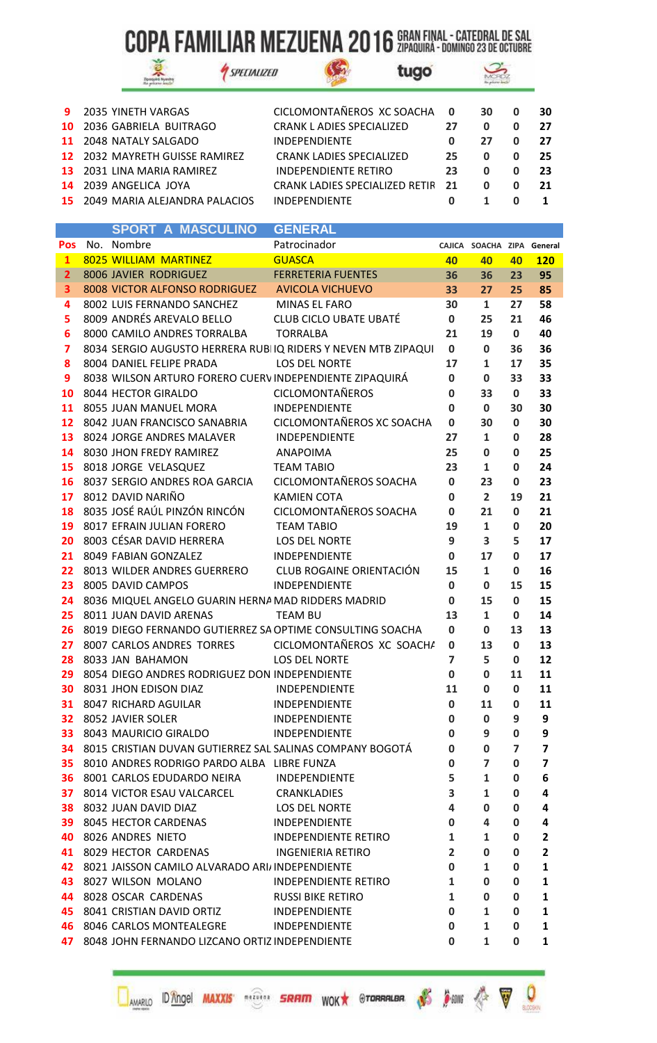# COPA FAMILIAR MEZUENA 2016 GRAN FINAL - CATEDRAL DE SAL ZIPAQUIRÁ - DOMINGO 23 DE OCTUBRE

| | | | | | | |
|---|---|---|---|---|---|---|
| 9 | 2035 YINETH VARGAS | CICLOMONTAÑEROS XC SOACHA | 0 | 30 | 0 | 30 |
| 10 | 2036 GABRIELA BUITRAGO | CRANK L ADIES SPECIALIZED | 27 | 0 | 0 | 27 |
| 11 | 2048 NATALY SALGADO | INDEPENDIENTE | 0 | 27 | 0 | 27 |
| 12 | 2032 MAYRETH GUISSE RAMIREZ | CRANK LADIES SPECIALIZED | 25 | 0 | 0 | 25 |
| 13 | 2031 LINA MARIA RAMIREZ | INDEPENDIENTE RETIRO | 23 | 0 | 0 | 23 |
| 14 | 2039 ANGELICA JOYA | CRANK LADIES SPECIALIZED RETIR | 21 | 0 | 0 | 21 |
| 15 | 2049 MARIA ALEJANDRA PALACIOS | INDEPENDIENTE | 0 | 1 | 0 | 1 |

## SPORT A MASCULINO — GENERAL

| Pos | No. Nombre | Patrocinador | CAJICA | SOACHA | ZIPA | General |
|---|---|---|---|---|---|---|
| 1 | 8025 WILLIAM MARTINEZ | GUASCA | 40 | 40 | 40 | 120 |
| 2 | 8006 JAVIER RODRIGUEZ | FERRETERIA FUENTES | 36 | 36 | 23 | 95 |
| 3 | 8008 VICTOR ALFONSO RODRIGUEZ | AVICOLA VICHUEVO | 33 | 27 | 25 | 85 |
| 4 | 8002 LUIS FERNANDO SANCHEZ | MINAS EL FARO | 30 | 1 | 27 | 58 |
| 5 | 8009 ANDRÉS AREVALO BELLO | CLUB CICLO UBATE UBATÉ | 0 | 25 | 21 | 46 |
| 6 | 8000 CAMILO ANDRES TORRALBA | TORRALBA | 21 | 19 | 0 | 40 |
| 7 | 8034 SERGIO AUGUSTO HERRERA RUBI | IQ RIDERS Y NEVEN MTB ZIPAQUI | 0 | 0 | 36 | 36 |
| 8 | 8004 DANIEL FELIPE PRADA | LOS DEL NORTE | 17 | 1 | 17 | 35 |
| 9 | 8038 WILSON ARTURO FORERO CUERV | INDEPENDIENTE ZIPAQUIRÁ | 0 | 0 | 33 | 33 |
| 10 | 8044 HECTOR GIRALDO | CICLOMONTAÑEROS | 0 | 33 | 0 | 33 |
| 11 | 8055 JUAN MANUEL MORA | INDEPENDIENTE | 0 | 0 | 30 | 30 |
| 12 | 8042 JUAN FRANCISCO SANABRIA | CICLOMONTAÑEROS XC SOACHA | 0 | 30 | 0 | 30 |
| 13 | 8024 JORGE ANDRES MALAVER | INDEPENDIENTE | 27 | 1 | 0 | 28 |
| 14 | 8030 JHON FREDY RAMIREZ | ANAPOIMA | 25 | 0 | 0 | 25 |
| 15 | 8018 JORGE VELASQUEZ | TEAM TABIO | 23 | 1 | 0 | 24 |
| 16 | 8037 SERGIO ANDRES ROA GARCIA | CICLOMONTAÑEROS SOACHA | 0 | 23 | 0 | 23 |
| 17 | 8012 DAVID NARIÑO | KAMIEN COTA | 0 | 2 | 19 | 21 |
| 18 | 8035 JOSÉ RAÚL PINZÓN RINCÓN | CICLOMONTAÑEROS SOACHA | 0 | 21 | 0 | 21 |
| 19 | 8017 EFRAIN JULIAN FORERO | TEAM TABIO | 19 | 1 | 0 | 20 |
| 20 | 8003 CÉSAR DAVID HERRERA | LOS DEL NORTE | 9 | 3 | 5 | 17 |
| 21 | 8049 FABIAN GONZALEZ | INDEPENDIENTE | 0 | 17 | 0 | 17 |
| 22 | 8013 WILDER ANDRES GUERRERO | CLUB ROGAINE ORIENTACIÓN | 15 | 1 | 0 | 16 |
| 23 | 8005 DAVID CAMPOS | INDEPENDIENTE | 0 | 0 | 15 | 15 |
| 24 | 8036 MIQUEL ANGELO GUARIN HERNA | MAD RIDDERS MADRID | 0 | 15 | 0 | 15 |
| 25 | 8011 JUAN DAVID ARENAS | TEAM BU | 13 | 1 | 0 | 14 |
| 26 | 8019 DIEGO FERNANDO GUTIERREZ SA | OPTIME CONSULTING SOACHA | 0 | 0 | 13 | 13 |
| 27 | 8007 CARLOS ANDRES TORRES | CICLOMONTAÑEROS XC SOACHA | 0 | 13 | 0 | 13 |
| 28 | 8033 JAN BAHAMON | LOS DEL NORTE | 7 | 5 | 0 | 12 |
| 29 | 8054 DIEGO ANDRES RODRIGUEZ DON | INDEPENDIENTE | 0 | 0 | 11 | 11 |
| 30 | 8031 JHON EDISON DIAZ | INDEPENDIENTE | 11 | 0 | 0 | 11 |
| 31 | 8047 RICHARD AGUILAR | INDEPENDIENTE | 0 | 11 | 0 | 11 |
| 32 | 8052 JAVIER SOLER | INDEPENDIENTE | 0 | 0 | 9 | 9 |
| 33 | 8043 MAURICIO GIRALDO | INDEPENDIENTE | 0 | 9 | 0 | 9 |
| 34 | 8015 CRISTIAN DUVAN GUTIERREZ SAL | SALINAS COMPANY BOGOTÁ | 0 | 0 | 7 | 7 |
| 35 | 8010 ANDRES RODRIGO PARDO ALBA | LIBRE FUNZA | 0 | 7 | 0 | 7 |
| 36 | 8001 CARLOS EDUDARDO NEIRA | INDEPENDIENTE | 5 | 1 | 0 | 6 |
| 37 | 8014 VICTOR ESAU VALCARCEL | CRANKLADIES | 3 | 1 | 0 | 4 |
| 38 | 8032 JUAN DAVID DIAZ | LOS DEL NORTE | 4 | 0 | 0 | 4 |
| 39 | 8045 HECTOR CARDENAS | INDEPENDIENTE | 0 | 4 | 0 | 4 |
| 40 | 8026 ANDRES NIETO | INDEPENDIENTE RETIRO | 1 | 1 | 0 | 2 |
| 41 | 8029 HECTOR CARDENAS | INGENIERIA RETIRO | 2 | 0 | 0 | 2 |
| 42 | 8021 JAISSON CAMILO ALVARADO ARI | INDEPENDIENTE | 0 | 1 | 0 | 1 |
| 43 | 8027 WILSON MOLANO | INDEPENDIENTE RETIRO | 1 | 0 | 0 | 1 |
| 44 | 8028 OSCAR CARDENAS | RUSSI BIKE RETIRO | 1 | 0 | 0 | 1 |
| 45 | 8041 CRISTIAN DAVID ORTIZ | INDEPENDIENTE | 0 | 1 | 0 | 1 |
| 46 | 8046 CARLOS MONTEALEGRE | INDEPENDIENTE | 0 | 1 | 0 | 1 |
| 47 | 8048 JOHN FERNANDO LIZCANO ORTIZ | INDEPENDIENTE | 0 | 1 | 0 | 1 |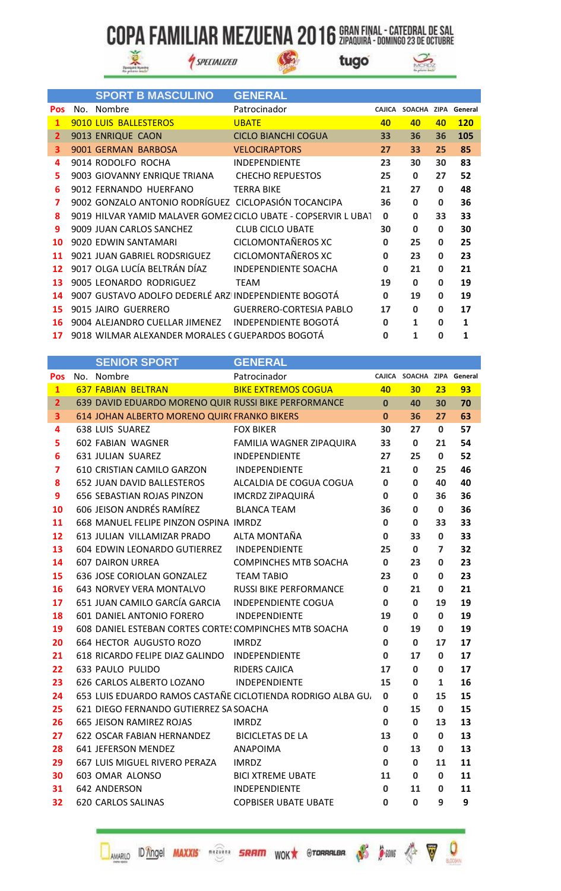# COPA FAMILIAR MEZUENA 2016 GRAN FINAL - CATEDRAL DE SAL ZIPAQUIRÁ - DOMINGO 23 DE OCTUBRE

| | | SPORT B MASCULINO | GENERAL | | | | |
|---|---|---|---|---|---|---|---|
| **Pos** | **No.** | **Nombre** | **Patrocinador** | **CAJICA** | **SOACHA** | **ZIPA** | **General** |
| 1 | 9010 | LUIS BALLESTEROS | UBATE | 40 | 40 | 40 | 120 |
| 2 | 9013 | ENRIQUE CAON | CICLO BIANCHI COGUA | 33 | 36 | 36 | 105 |
| 3 | 9001 | GERMAN BARBOSA | VELOCIRAPTORS | 27 | 33 | 25 | 85 |
| 4 | 9014 | RODOLFO ROCHA | INDEPENDIENTE | 23 | 30 | 30 | 83 |
| 5 | 9003 | GIOVANNY ENRIQUE TRIANA | CHECHO REPUESTOS | 25 | 0 | 27 | 52 |
| 6 | 9012 | FERNANDO HUERFANO | TERRA BIKE | 21 | 27 | 0 | 48 |
| 7 | 9002 | GONZALO ANTONIO RODRÍGUEZ | CICLOPASIÓN TOCANCIPA | 36 | 0 | 0 | 36 |
| 8 | 9019 | HILVAR YAMID MALAVER GOMEZ | CICLO UBATE - COPSERVIR L UBAT | 0 | 0 | 33 | 33 |
| 9 | 9009 | JUAN CARLOS SANCHEZ | CLUB CICLO UBATE | 30 | 0 | 0 | 30 |
| 10 | 9020 | EDWIN SANTAMARI | CICLOMONTAÑEROS XC | 0 | 25 | 0 | 25 |
| 11 | 9021 | JUAN GABRIEL RODSRIGUEZ | CICLOMONTAÑEROS XC | 0 | 23 | 0 | 23 |
| 12 | 9017 | OLGA LUCÍA BELTRÁN DÍAZ | INDEPENDIENTE SOACHA | 0 | 21 | 0 | 21 |
| 13 | 9005 | LEONARDO RODRIGUEZ | TEAM | 19 | 0 | 0 | 19 |
| 14 | 9007 | GUSTAVO ADOLFO DEDERLÉ ARZ | INDEPENDIENTE BOGOTÁ | 0 | 19 | 0 | 19 |
| 15 | 9015 | JAIRO GUERRERO | GUERRERO-CORTESIA PABLO | 17 | 0 | 0 | 17 |
| 16 | 9004 | ALEJANDRO CUELLAR JIMENEZ | INDEPENDIENTE BOGOTÁ | 0 | 1 | 0 | 1 |
| 17 | 9018 | WILMAR ALEXANDER MORALES ( | GUEPARDOS BOGOTÁ | 0 | 1 | 0 | 1 |

| | | SENIOR SPORT | GENERAL | | | | |
|---|---|---|---|---|---|---|---|
| **Pos** | **No.** | **Nombre** | **Patrocinador** | **CAJICA** | **SOACHA** | **ZIPA** | **General** |
| 1 | 637 | FABIAN BELTRAN | BIKE EXTREMOS COGUA | 40 | 30 | 23 | 93 |
| 2 | 639 | DAVID EDUARDO MORENO QUIR | RUSSI BIKE PERFORMANCE | 0 | 40 | 30 | 70 |
| 3 | 614 | JOHAN ALBERTO MORENO QUIR( | FRANKO BIKERS | 0 | 36 | 27 | 63 |
| 4 | 638 | LUIS SUAREZ | FOX BIKER | 30 | 27 | 0 | 57 |
| 5 | 602 | FABIAN WAGNER | FAMILIA WAGNER ZIPAQUIRA | 33 | 0 | 21 | 54 |
| 6 | 631 | JULIAN SUAREZ | INDEPENDIENTE | 27 | 25 | 0 | 52 |
| 7 | 610 | CRISTIAN CAMILO GARZON | INDEPENDIENTE | 21 | 0 | 25 | 46 |
| 8 | 652 | JUAN DAVID BALLESTEROS | ALCALDIA DE COGUA COGUA | 0 | 0 | 40 | 40 |
| 9 | 656 | SEBASTIAN ROJAS PINZON | IMCRDZ ZIPAQUIRÁ | 0 | 0 | 36 | 36 |
| 10 | 606 | JEISON ANDRÉS RAMÍREZ | BLANCA TEAM | 36 | 0 | 0 | 36 |
| 11 | 668 | MANUEL FELIPE PINZON OSPINA | IMRDZ | 0 | 0 | 33 | 33 |
| 12 | 613 | JULIAN VILLAMIZAR PRADO | ALTA MONTAÑA | 0 | 33 | 0 | 33 |
| 13 | 604 | EDWIN LEONARDO GUTIERREZ | INDEPENDIENTE | 25 | 0 | 7 | 32 |
| 14 | 607 | DAIRON URREA | COMPINCHES MTB SOACHA | 0 | 23 | 0 | 23 |
| 15 | 636 | JOSE CORIOLAN GONZALEZ | TEAM TABIO | 23 | 0 | 0 | 23 |
| 16 | 643 | NORVEY VERA MONTALVO | RUSSI BIKE PERFORMANCE | 0 | 21 | 0 | 21 |
| 17 | 651 | JUAN CAMILO GARCÍA GARCIA | INDEPENDIENTE COGUA | 0 | 0 | 19 | 19 |
| 18 | 601 | DANIEL ANTONIO FORERO | INDEPENDIENTE | 19 | 0 | 0 | 19 |
| 19 | 608 | DANIEL ESTEBAN CORTES CORTE! | COMPINCHES MTB SOACHA | 0 | 19 | 0 | 19 |
| 20 | 664 | HECTOR AUGUSTO ROZO | IMRDZ | 0 | 0 | 17 | 17 |
| 21 | 618 | RICARDO FELIPE DIAZ GALINDO | INDEPENDIENTE | 0 | 17 | 0 | 17 |
| 22 | 633 | PAULO PULIDO | RIDERS CAJICA | 17 | 0 | 0 | 17 |
| 23 | 626 | CARLOS ALBERTO LOZANO | INDEPENDIENTE | 15 | 0 | 1 | 16 |
| 24 | 653 | LUIS EDUARDO RAMOS CASTAÑE | CICLOTIENDA RODRIGO ALBA GU. | 0 | 0 | 15 | 15 |
| 25 | 621 | DIEGO FERNANDO GUTIERREZ SA | SOACHA | 0 | 15 | 0 | 15 |
| 26 | 665 | JEISON RAMIREZ ROJAS | IMRDZ | 0 | 0 | 13 | 13 |
| 27 | 622 | OSCAR FABIAN HERNANDEZ | BICICLETAS DE LA | 13 | 0 | 0 | 13 |
| 28 | 641 | JEFERSON MENDEZ | ANAPOIMA | 0 | 13 | 0 | 13 |
| 29 | 667 | LUIS MIGUEL RIVERO PERAZA | IMRDZ | 0 | 0 | 11 | 11 |
| 30 | 603 | OMAR ALONSO | BICI XTREME UBATE | 11 | 0 | 0 | 11 |
| 31 | 642 | ANDERSON | INDEPENDIENTE | 0 | 11 | 0 | 11 |
| 32 | 620 | CARLOS SALINAS | COPBISER UBATE UBATE | 0 | 0 | 9 | 9 |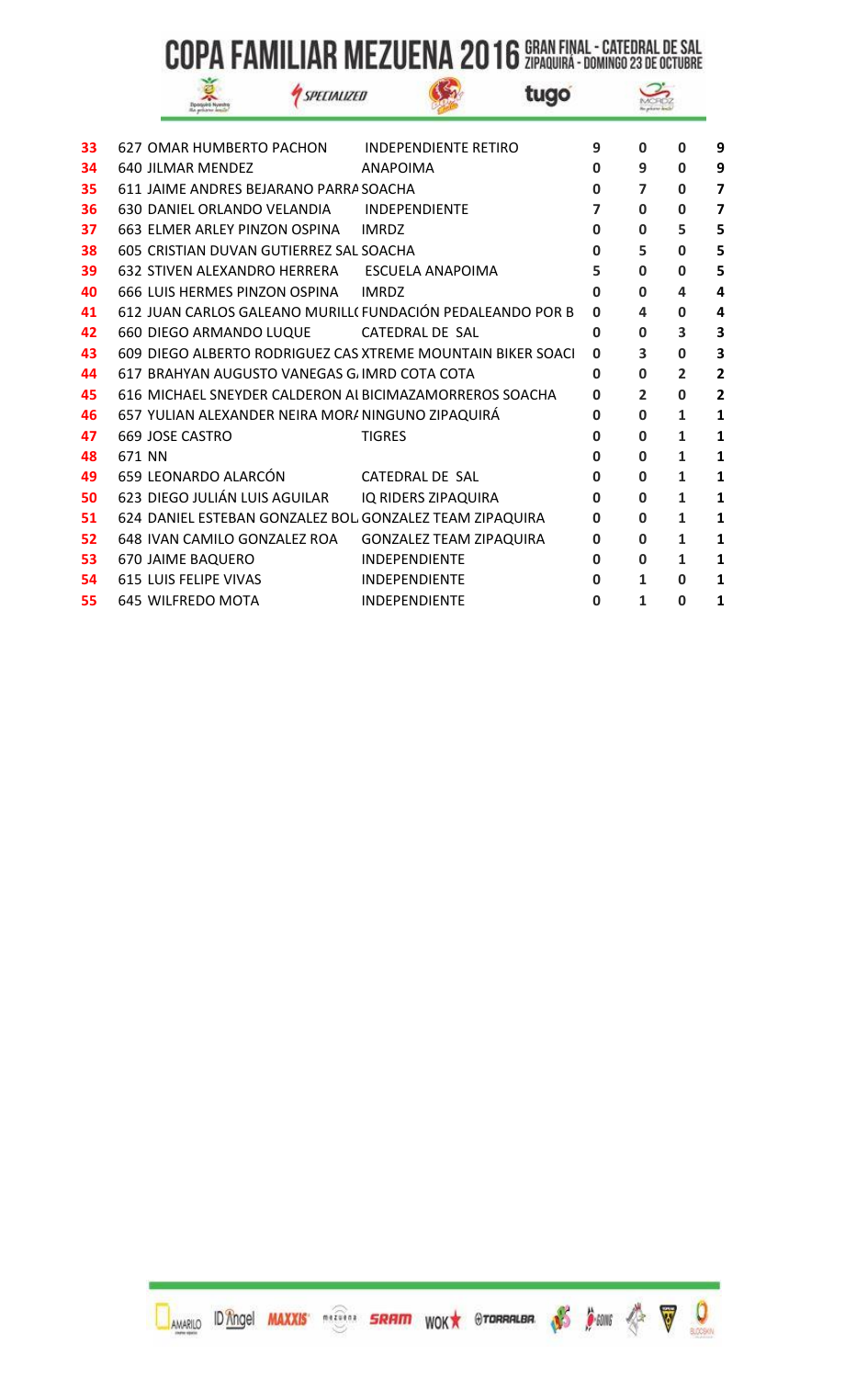# COPA FAMILIAR MEZUENA 2016 GRAN FINAL - CATEDRAL DE SAL ZIPAQUIRÁ - DOMINGO 23 DE OCTUBRE

| | | | | | | |
|---|---|---|---|---|---|---|
| 33 | 627 OMAR HUMBERTO PACHON | INDEPENDIENTE RETIRO | 9 | 0 | 0 | 9 |
| 34 | 640 JILMAR MENDEZ | ANAPOIMA | 0 | 9 | 0 | 9 |
| 35 | 611 JAIME ANDRES BEJARANO PARRA | SOACHA | 0 | 7 | 0 | 7 |
| 36 | 630 DANIEL ORLANDO VELANDIA | INDEPENDIENTE | 7 | 0 | 0 | 7 |
| 37 | 663 ELMER ARLEY PINZON OSPINA | IMRDZ | 0 | 0 | 5 | 5 |
| 38 | 605 CRISTIAN DUVAN GUTIERREZ SAL | SOACHA | 0 | 5 | 0 | 5 |
| 39 | 632 STIVEN ALEXANDRO HERRERA | ESCUELA ANAPOIMA | 5 | 0 | 0 | 5 |
| 40 | 666 LUIS HERMES PINZON OSPINA | IMRDZ | 0 | 0 | 4 | 4 |
| 41 | 612 JUAN CARLOS GALEANO MURILL( | FUNDACIÓN PEDALEANDO POR B | 0 | 4 | 0 | 4 |
| 42 | 660 DIEGO ARMANDO LUQUE | CATEDRAL DE SAL | 0 | 0 | 3 | 3 |
| 43 | 609 DIEGO ALBERTO RODRIGUEZ CAS | XTREME MOUNTAIN BIKER SOACI | 0 | 3 | 0 | 3 |
| 44 | 617 BRAHYAN AUGUSTO VANEGAS G. | IMRD COTA COTA | 0 | 0 | 2 | 2 |
| 45 | 616 MICHAEL SNEYDER CALDERON AI | BICIMAZAMORREROS SOACHA | 0 | 2 | 0 | 2 |
| 46 | 657 YULIAN ALEXANDER NEIRA MOR/ | NINGUNO ZIPAQUIRÁ | 0 | 0 | 1 | 1 |
| 47 | 669 JOSE CASTRO | TIGRES | 0 | 0 | 1 | 1 |
| 48 | 671 NN | | 0 | 0 | 1 | 1 |
| 49 | 659 LEONARDO ALARCÓN | CATEDRAL DE SAL | 0 | 0 | 1 | 1 |
| 50 | 623 DIEGO JULIÁN LUIS AGUILAR | IQ RIDERS ZIPAQUIRA | 0 | 0 | 1 | 1 |
| 51 | 624 DANIEL ESTEBAN GONZALEZ BOL | GONZALEZ TEAM ZIPAQUIRA | 0 | 0 | 1 | 1 |
| 52 | 648 IVAN CAMILO GONZALEZ ROA | GONZALEZ TEAM ZIPAQUIRA | 0 | 0 | 1 | 1 |
| 53 | 670 JAIME BAQUERO | INDEPENDIENTE | 0 | 0 | 1 | 1 |
| 54 | 615 LUIS FELIPE VIVAS | INDEPENDIENTE | 0 | 1 | 0 | 1 |
| 55 | 645 WILFREDO MOTA | INDEPENDIENTE | 0 | 1 | 0 | 1 |